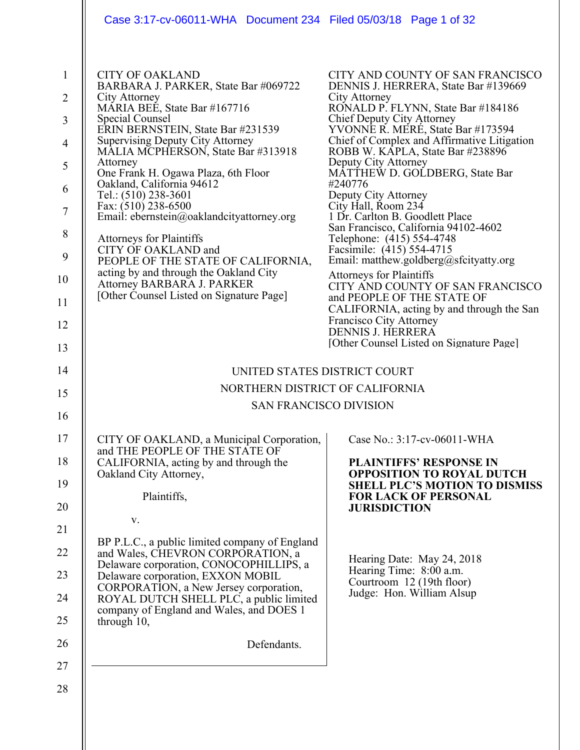CITY OF OAKLAND
BARBARA J. PARKER, State Bar #069722
City Attorney
MARIA BEE, State Bar #167716
Special Counsel
ERIN BERNSTEIN, State Bar #231539
Supervising Deputy City Attorney
MALIA MCPHERSON, State Bar #313918
Attorney
One Frank H. Ogawa Plaza, 6th Floor
Oakland, California 94612
Tel.: (510) 238-3601
Fax: (510) 238-6500
Email: ebernstein@oaklandcityattorney.org

Attorneys for Plaintiffs
CITY OF OAKLAND and
PEOPLE OF THE STATE OF CALIFORNIA, acting by and through the Oakland City Attorney BARBARA J. PARKER
[Other Counsel Listed on Signature Page]

CITY AND COUNTY OF SAN FRANCISCO
DENNIS J. HERRERA, State Bar #139669
City Attorney
RONALD P. FLYNN, State Bar #184186
Chief Deputy City Attorney
YVONNE R. MERÉ, State Bar #173594
Chief of Complex and Affirmative Litigation
ROBB W. KAPLA, State Bar #238896
Deputy City Attorney
MATTHEW D. GOLDBERG, State Bar #240776
Deputy City Attorney
City Hall, Room 234
1 Dr. Carlton B. Goodlett Place
San Francisco, California 94102-4602
Telephone: (415) 554-4748
Facsimile: (415) 554-4715
Email: matthew.goldberg@sfcityatty.org

Attorneys for Plaintiffs
CITY AND COUNTY OF SAN FRANCISCO and PEOPLE OF THE STATE OF CALIFORNIA, acting by and through the San Francisco City Attorney
DENNIS J. HERRERA
[Other Counsel Listed on Signature Page]

UNITED STATES DISTRICT COURT
NORTHERN DISTRICT OF CALIFORNIA
SAN FRANCISCO DIVISION

CITY OF OAKLAND, a Municipal Corporation, and THE PEOPLE OF THE STATE OF CALIFORNIA, acting by and through the Oakland City Attorney,

Plaintiffs,

v.

BP P.L.C., a public limited company of England and Wales, CHEVRON CORPORATION, a Delaware corporation, CONOCOPHILLIPS, a Delaware corporation, EXXON MOBIL CORPORATION, a New Jersey corporation, ROYAL DUTCH SHELL PLC, a public limited company of England and Wales, and DOES 1 through 10,

Defendants.

Case No.: 3:17-cv-06011-WHA

**PLAINTIFFS' RESPONSE IN OPPOSITION TO ROYAL DUTCH SHELL PLC'S MOTION TO DISMISS FOR LACK OF PERSONAL JURISDICTION**

Hearing Date: May 24, 2018
Hearing Time: 8:00 a.m.
Courtroom 12 (19th floor)
Judge: Hon. William Alsup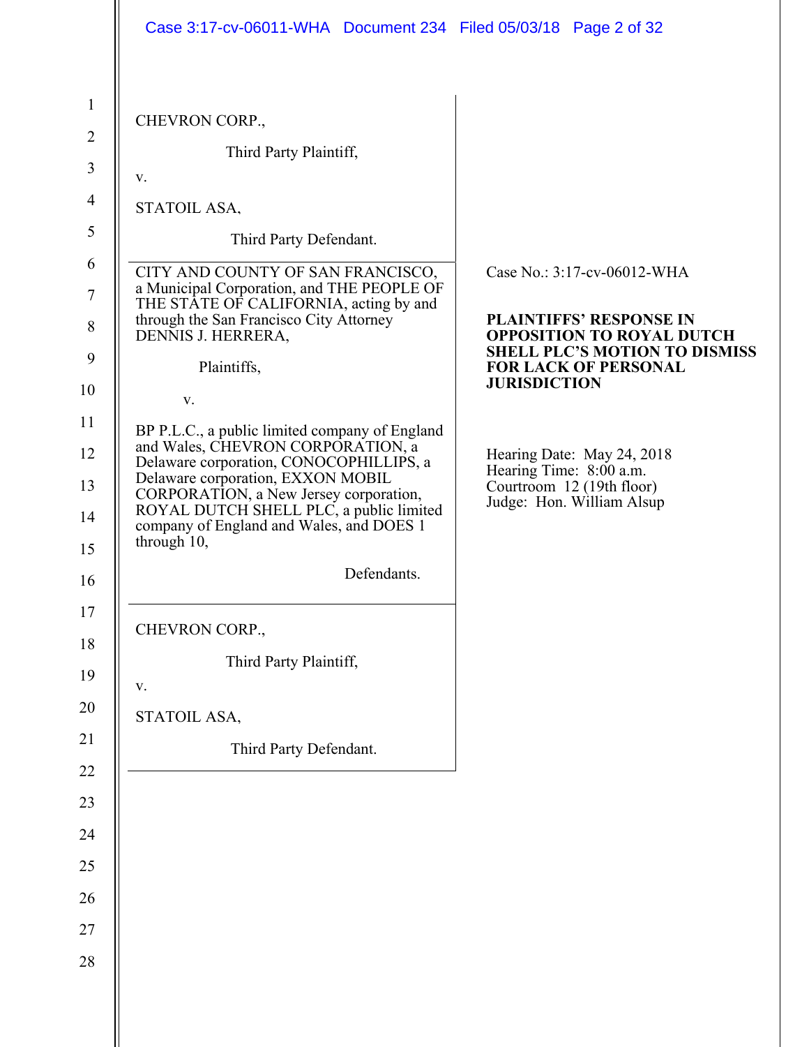CHEVRON CORP.,

Third Party Plaintiff,

v.

STATOIL ASA,

Third Party Defendant.

---

CITY AND COUNTY OF SAN FRANCISCO, a Municipal Corporation, and THE PEOPLE OF THE STATE OF CALIFORNIA, acting by and through the San Francisco City Attorney DENNIS J. HERRERA,

Plaintiffs,

v.

BP P.L.C., a public limited company of England and Wales, CHEVRON CORPORATION, a Delaware corporation, CONOCOPHILLIPS, a Delaware corporation, EXXON MOBIL CORPORATION, a New Jersey corporation, ROYAL DUTCH SHELL PLC, a public limited company of England and Wales, and DOES 1 through 10,

Defendants.

---

CHEVRON CORP.,

Third Party Plaintiff,

v.

STATOIL ASA,

Third Party Defendant.

---

Case No.: 3:17-cv-06012-WHA

**PLAINTIFFS' RESPONSE IN OPPOSITION TO ROYAL DUTCH SHELL PLC'S MOTION TO DISMISS FOR LACK OF PERSONAL JURISDICTION**

Hearing Date: May 24, 2018
Hearing Time: 8:00 a.m.
Courtroom 12 (19th floor)
Judge: Hon. William Alsup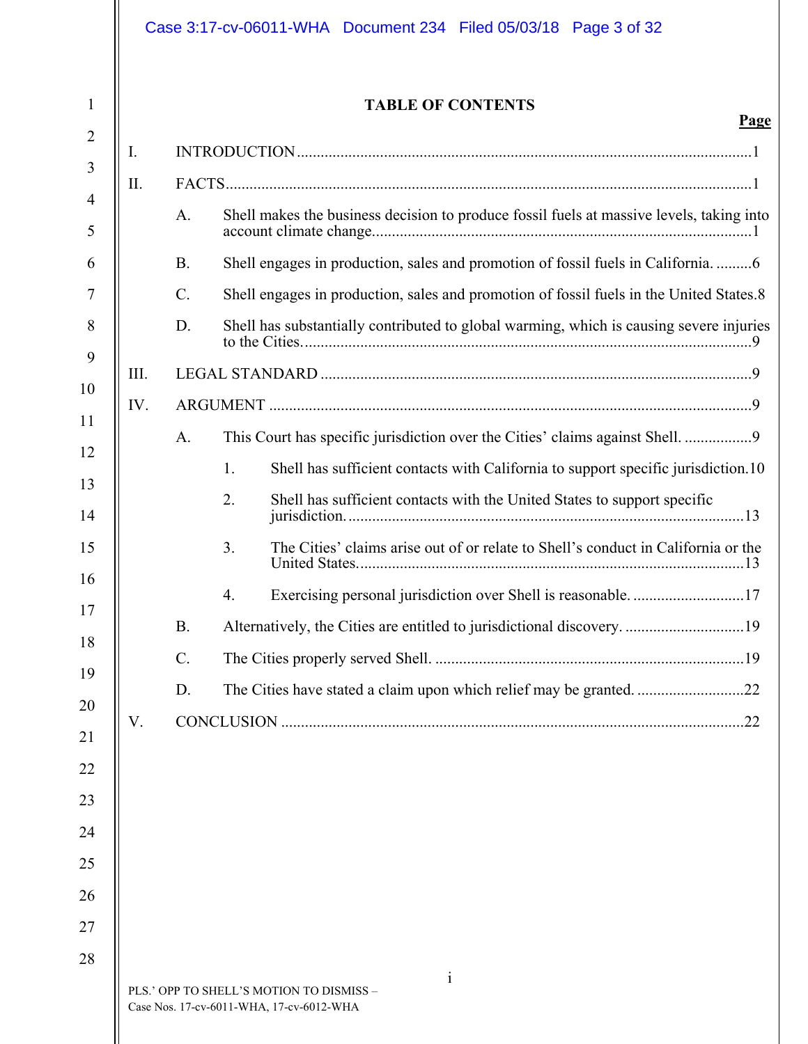## TABLE OF CONTENTS

**Page**

I. INTRODUCTION ..................................................................................................1

II. FACTS ....................................................................................................................1

A. Shell makes the business decision to produce fossil fuels at massive levels, taking into account climate change..............................................................................................1

B. Shell engages in production, sales and promotion of fossil fuels in California. .........6

C. Shell engages in production, sales and promotion of fossil fuels in the United States.8

D. Shell has substantially contributed to global warming, which is causing severe injuries to the Cities..............................................................................................................9

III. LEGAL STANDARD ............................................................................................9

IV. ARGUMENT .........................................................................................................9

A. This Court has specific jurisdiction over the Cities' claims against Shell. .................9

1. Shell has sufficient contacts with California to support specific jurisdiction.10

2. Shell has sufficient contacts with the United States to support specific jurisdiction. ..................................................................................................13

3. The Cities' claims arise out of or relate to Shell's conduct in California or the United States................................................................................................13

4. Exercising personal jurisdiction over Shell is reasonable. ............................17

B. Alternatively, the Cities are entitled to jurisdictional discovery. ..............................19

C. The Cities properly served Shell. ..............................................................................19

D. The Cities have stated a claim upon which relief may be granted. ...........................22

V. CONCLUSION ....................................................................................................22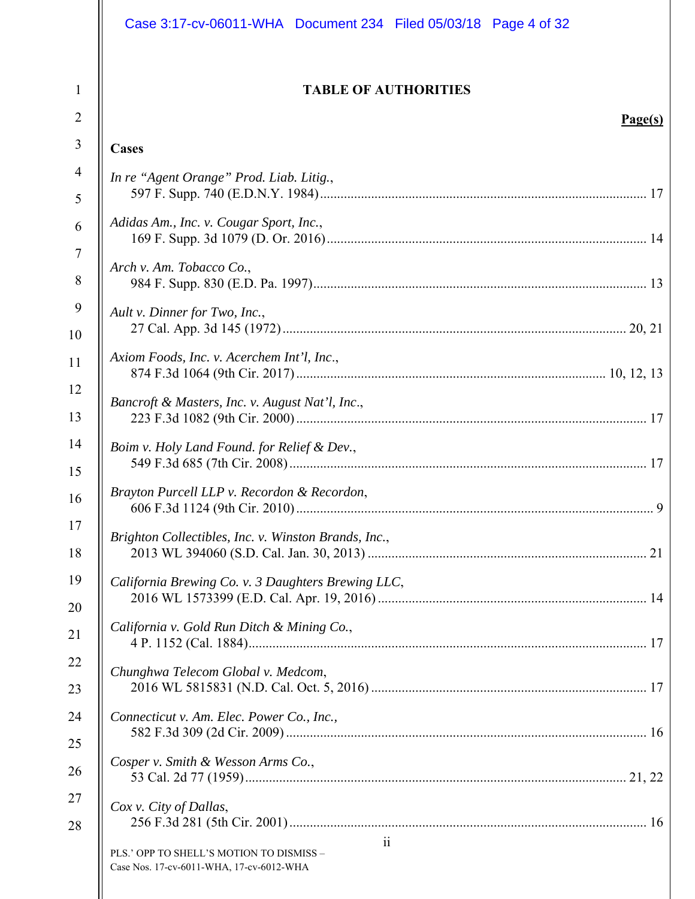## TABLE OF AUTHORITIES

**Page(s)**

**Cases**

*In re "Agent Orange" Prod. Liab. Litig.*,
597 F. Supp. 740 (E.D.N.Y. 1984) ........ 17

*Adidas Am., Inc. v. Cougar Sport, Inc.*,
169 F. Supp. 3d 1079 (D. Or. 2016) ........ 14

*Arch v. Am. Tobacco Co.*,
984 F. Supp. 830 (E.D. Pa. 1997) ........ 13

*Ault v. Dinner for Two, Inc.*,
27 Cal. App. 3d 145 (1972) ........ 20, 21

*Axiom Foods, Inc. v. Acerchem Int'l, Inc*.,
874 F.3d 1064 (9th Cir. 2017) ........ 10, 12, 13

*Bancroft & Masters, Inc. v. August Nat'l, Inc*.,
223 F.3d 1082 (9th Cir. 2000) ........ 17

*Boim v. Holy Land Found. for Relief & Dev.*,
549 F.3d 685 (7th Cir. 2008) ........ 17

*Brayton Purcell LLP v. Recordon & Recordon*,
606 F.3d 1124 (9th Cir. 2010) ........ 9

*Brighton Collectibles, Inc. v. Winston Brands, Inc.*,
2013 WL 394060 (S.D. Cal. Jan. 30, 2013) ........ 21

*California Brewing Co. v. 3 Daughters Brewing LLC*,
2016 WL 1573399 (E.D. Cal. Apr. 19, 2016) ........ 14

*California v. Gold Run Ditch & Mining Co.*,
4 P. 1152 (Cal. 1884) ........ 17

*Chunghwa Telecom Global v. Medcom*,
2016 WL 5815831 (N.D. Cal. Oct. 5, 2016) ........ 17

*Connecticut v. Am. Elec. Power Co., Inc.*,
582 F.3d 309 (2d Cir. 2009) ........ 16

*Cosper v. Smith & Wesson Arms Co.*,
53 Cal. 2d 77 (1959) ........ 21, 22

*Cox v. City of Dallas*,
256 F.3d 281 (5th Cir. 2001) ........ 16

PLS.' OPP TO SHELL'S MOTION TO DISMISS –
Case Nos. 17-cv-6011-WHA, 17-cv-6012-WHA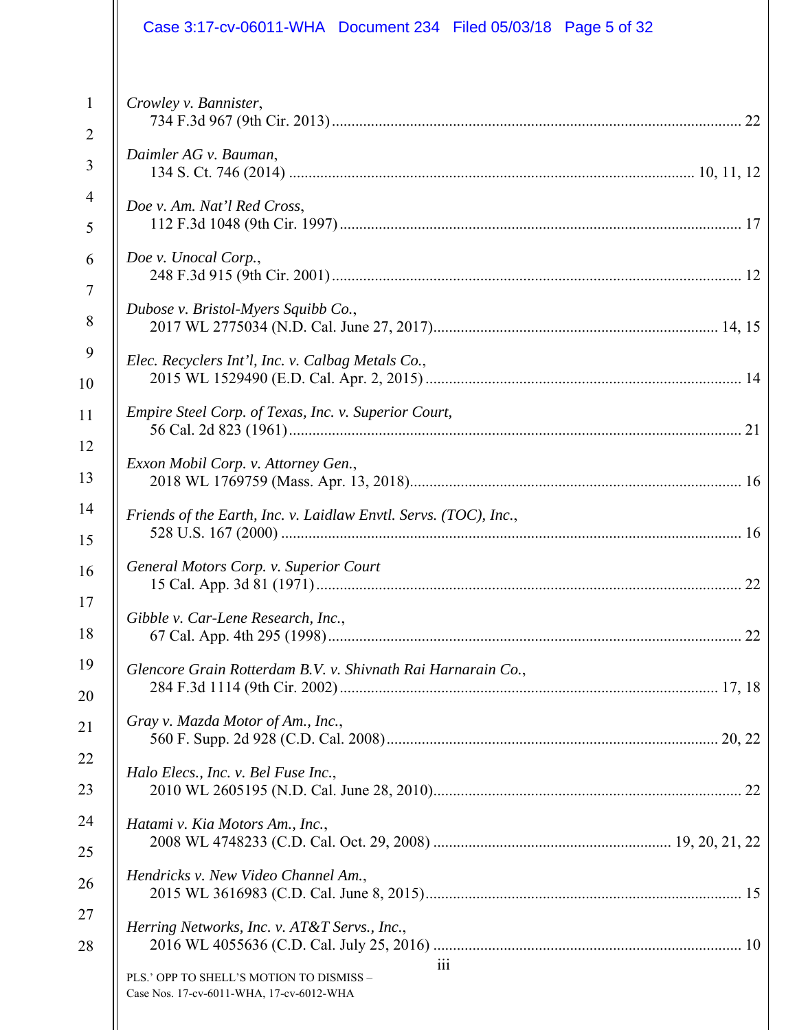*Crowley v. Bannister*,
734 F.3d 967 (9th Cir. 2013) ........................................................................................................ 22

*Daimler AG v. Bauman*,
134 S. Ct. 746 (2014) ...................................................................................................... 10, 11, 12

*Doe v. Am. Nat'l Red Cross*,
112 F.3d 1048 (9th Cir. 1997) ...................................................................................................... 17

*Doe v. Unocal Corp.*,
248 F.3d 915 (9th Cir. 2001) ........................................................................................................ 12

*Dubose v. Bristol-Myers Squibb Co.*,
2017 WL 2775034 (N.D. Cal. June 27, 2017)........................................................................ 14, 15

*Elec. Recyclers Int'l, Inc. v. Calbag Metals Co.*,
2015 WL 1529490 (E.D. Cal. Apr. 2, 2015) ................................................................................ 14

*Empire Steel Corp. of Texas, Inc. v. Superior Court,*
56 Cal. 2d 823 (1961) ................................................................................................................... 21

*Exxon Mobil Corp. v. Attorney Gen.*,
2018 WL 1769759 (Mass. Apr. 13, 2018).................................................................................... 16

*Friends of the Earth, Inc. v. Laidlaw Envtl. Servs. (TOC), Inc.*,
528 U.S. 167 (2000) ..................................................................................................................... 16

*General Motors Corp. v. Superior Court*
15 Cal. App. 3d 81 (1971) ............................................................................................................ 22

*Gibble v. Car-Lene Research, Inc.*,
67 Cal. App. 4th 295 (1998) ......................................................................................................... 22

*Glencore Grain Rotterdam B.V. v. Shivnath Rai Harnarain Co.*,
284 F.3d 1114 (9th Cir. 2002) ................................................................................................ 17, 18

*Gray v. Mazda Motor of Am., Inc.*,
560 F. Supp. 2d 928 (C.D. Cal. 2008) .................................................................................... 20, 22

*Halo Elecs., Inc. v. Bel Fuse Inc.*,
2010 WL 2605195 (N.D. Cal. June 28, 2010)............................................................................... 22

*Hatami v. Kia Motors Am., Inc.*,
2008 WL 4748233 (C.D. Cal. Oct. 29, 2008) ............................................................ 19, 20, 21, 22

*Hendricks v. New Video Channel Am.*,
2015 WL 3616983 (C.D. Cal. June 8, 2015)................................................................................. 15

*Herring Networks, Inc. v. AT&T Servs., Inc.*,
2016 WL 4055636 (C.D. Cal. July 25, 2016) ............................................................................... 10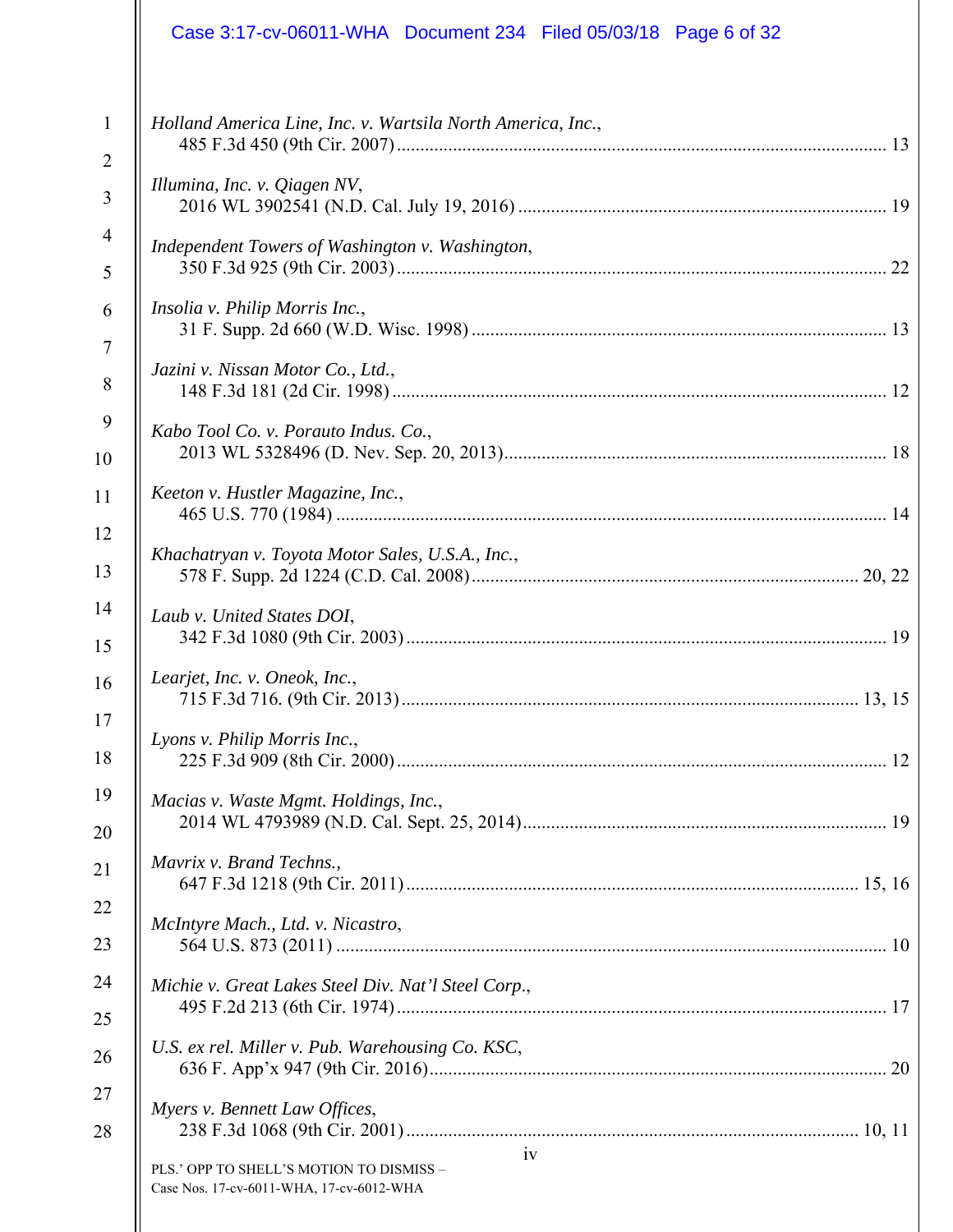*Holland America Line, Inc. v. Wartsila North America, Inc.*,
485 F.3d 450 (9th Cir. 2007) ........................................................................................................ 13

*Illumina, Inc. v. Qiagen NV*,
2016 WL 3902541 (N.D. Cal. July 19, 2016) .............................................................................. 19

*Independent Towers of Washington v. Washington*,
350 F.3d 925 (9th Cir. 2003) ........................................................................................................ 22

*Insolia v. Philip Morris Inc.*,
31 F. Supp. 2d 660 (W.D. Wisc. 1998) ........................................................................................ 13

*Jazini v. Nissan Motor Co., Ltd.*,
148 F.3d 181 (2d Cir. 1998) ......................................................................................................... 12

*Kabo Tool Co. v. Porauto Indus. Co.*,
2013 WL 5328496 (D. Nev. Sep. 20, 2013)................................................................................. 18

*Keeton v. Hustler Magazine, Inc.*,
465 U.S. 770 (1984) ..................................................................................................................... 14

*Khachatryan v. Toyota Motor Sales, U.S.A., Inc.*,
578 F. Supp. 2d 1224 (C.D. Cal. 2008).................................................................................. 20, 22

*Laub v. United States DOI*,
342 F.3d 1080 (9th Cir. 2003) ...................................................................................................... 19

*Learjet, Inc. v. Oneok, Inc.*,
715 F.3d 716. (9th Cir. 2013) ................................................................................................ 13, 15

*Lyons v. Philip Morris Inc.*,
225 F.3d 909 (8th Cir. 2000) ........................................................................................................ 12

*Macias v. Waste Mgmt. Holdings, Inc.*,
2014 WL 4793989 (N.D. Cal. Sept. 25, 2014)............................................................................. 19

*Mavrix v. Brand Techns.*,
647 F.3d 1218 (9th Cir. 2011) ................................................................................................ 15, 16

*McIntyre Mach., Ltd. v. Nicastro*,
564 U.S. 873 (2011) ..................................................................................................................... 10

*Michie v. Great Lakes Steel Div. Nat'l Steel Corp.*,
495 F.2d 213 (6th Cir. 1974) ........................................................................................................ 17

*U.S. ex rel. Miller v. Pub. Warehousing Co. KSC*,
636 F. App'x 947 (9th Cir. 2016)................................................................................................. 20

*Myers v. Bennett Law Offices*,
238 F.3d 1068 (9th Cir. 2001) ................................................................................................ 10, 11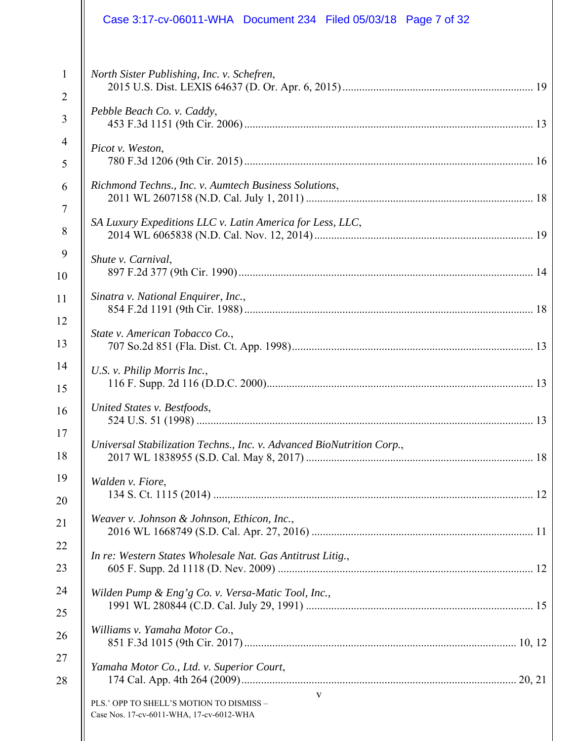*North Sister Publishing, Inc. v. Schefren*,
2015 U.S. Dist. LEXIS 64637 (D. Or. Apr. 6, 2015) .................... 19

*Pebble Beach Co. v. Caddy*,
453 F.3d 1151 (9th Cir. 2006) .................... 13

*Picot v. Weston*,
780 F.3d 1206 (9th Cir. 2015) .................... 16

*Richmond Techns., Inc. v. Aumtech Business Solutions*,
2011 WL 2607158 (N.D. Cal. July 1, 2011) .................... 18

*SA Luxury Expeditions LLC v. Latin America for Less, LLC*,
2014 WL 6065838 (N.D. Cal. Nov. 12, 2014) .................... 19

*Shute v. Carnival*,
897 F.2d 377 (9th Cir. 1990) .................... 14

*Sinatra v. National Enquirer, Inc.*,
854 F.2d 1191 (9th Cir. 1988) .................... 18

*State v. American Tobacco Co.*,
707 So.2d 851 (Fla. Dist. Ct. App. 1998) .................... 13

*U.S. v. Philip Morris Inc.*,
116 F. Supp. 2d 116 (D.D.C. 2000) .................... 13

*United States v. Bestfoods*,
524 U.S. 51 (1998) .................... 13

*Universal Stabilization Techns., Inc. v. Advanced BioNutrition Corp.*,
2017 WL 1838955 (S.D. Cal. May 8, 2017) .................... 18

*Walden v. Fiore*,
134 S. Ct. 1115 (2014) .................... 12

*Weaver v. Johnson & Johnson, Ethicon, Inc.*,
2016 WL 1668749 (S.D. Cal. Apr. 27, 2016) .................... 11

*In re: Western States Wholesale Nat. Gas Antitrust Litig.*,
605 F. Supp. 2d 1118 (D. Nev. 2009) .................... 12

*Wilden Pump & Eng'g Co. v. Versa-Matic Tool, Inc.*,
1991 WL 280844 (C.D. Cal. July 29, 1991) .................... 15

*Williams v. Yamaha Motor Co.*,
851 F.3d 1015 (9th Cir. 2017) .................... 10, 12

*Yamaha Motor Co., Ltd. v. Superior Court*,
174 Cal. App. 4th 264 (2009) .................... 20, 21

PLS.' OPP TO SHELL'S MOTION TO DISMISS –
Case Nos. 17-cv-6011-WHA, 17-cv-6012-WHA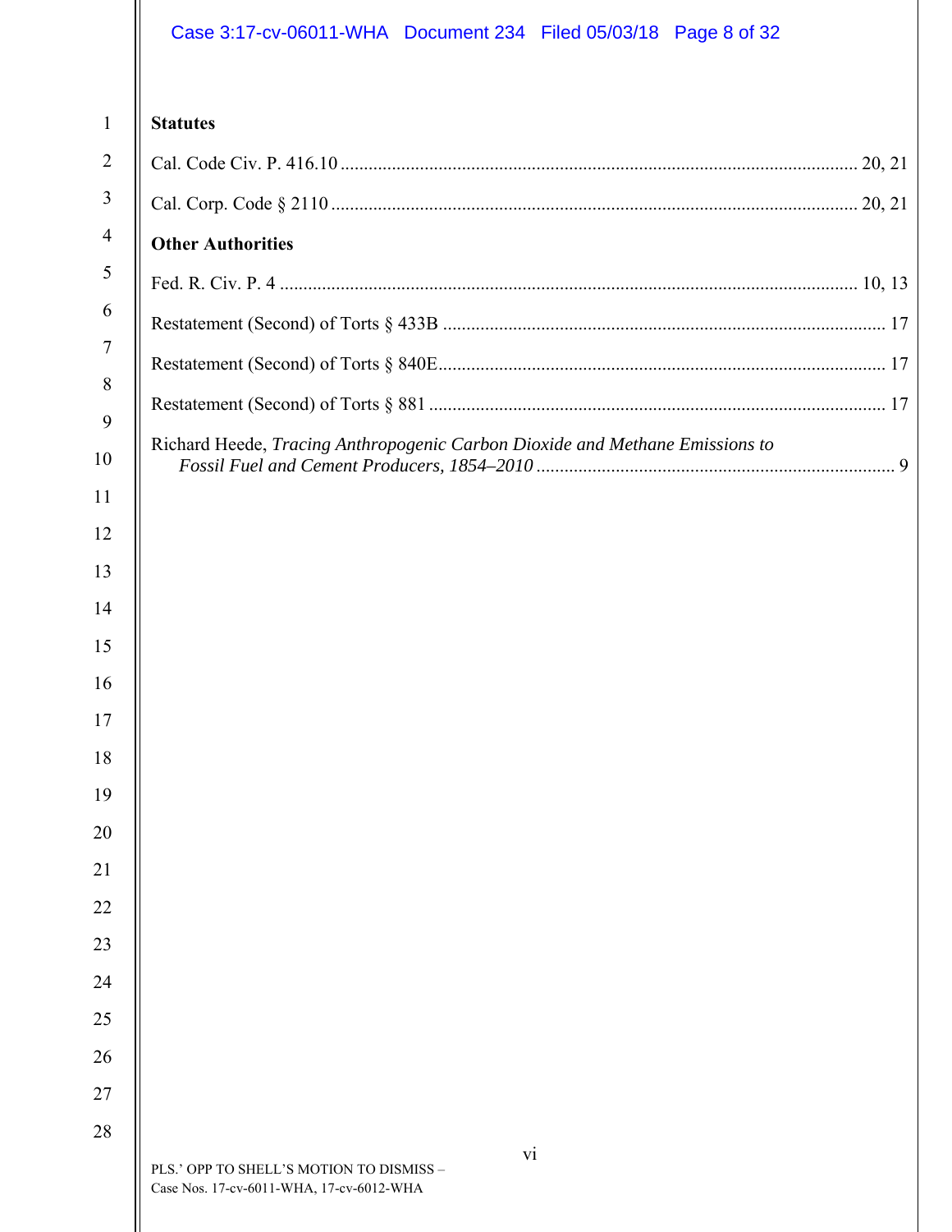**Statutes**

Cal. Code Civ. P. 416.10 .............................................................................................................. 20, 21

Cal. Corp. Code § 2110 ................................................................................................................ 20, 21

**Other Authorities**

Fed. R. Civ. P. 4 .......................................................................................................................... 10, 13

Restatement (Second) of Torts § 433B .............................................................................................. 17

Restatement (Second) of Torts § 840E............................................................................................... 17

Restatement (Second) of Torts § 881 ................................................................................................. 17

Richard Heede, *Tracing Anthropogenic Carbon Dioxide and Methane Emissions to Fossil Fuel and Cement Producers, 1854–2010* ............................................................................. 9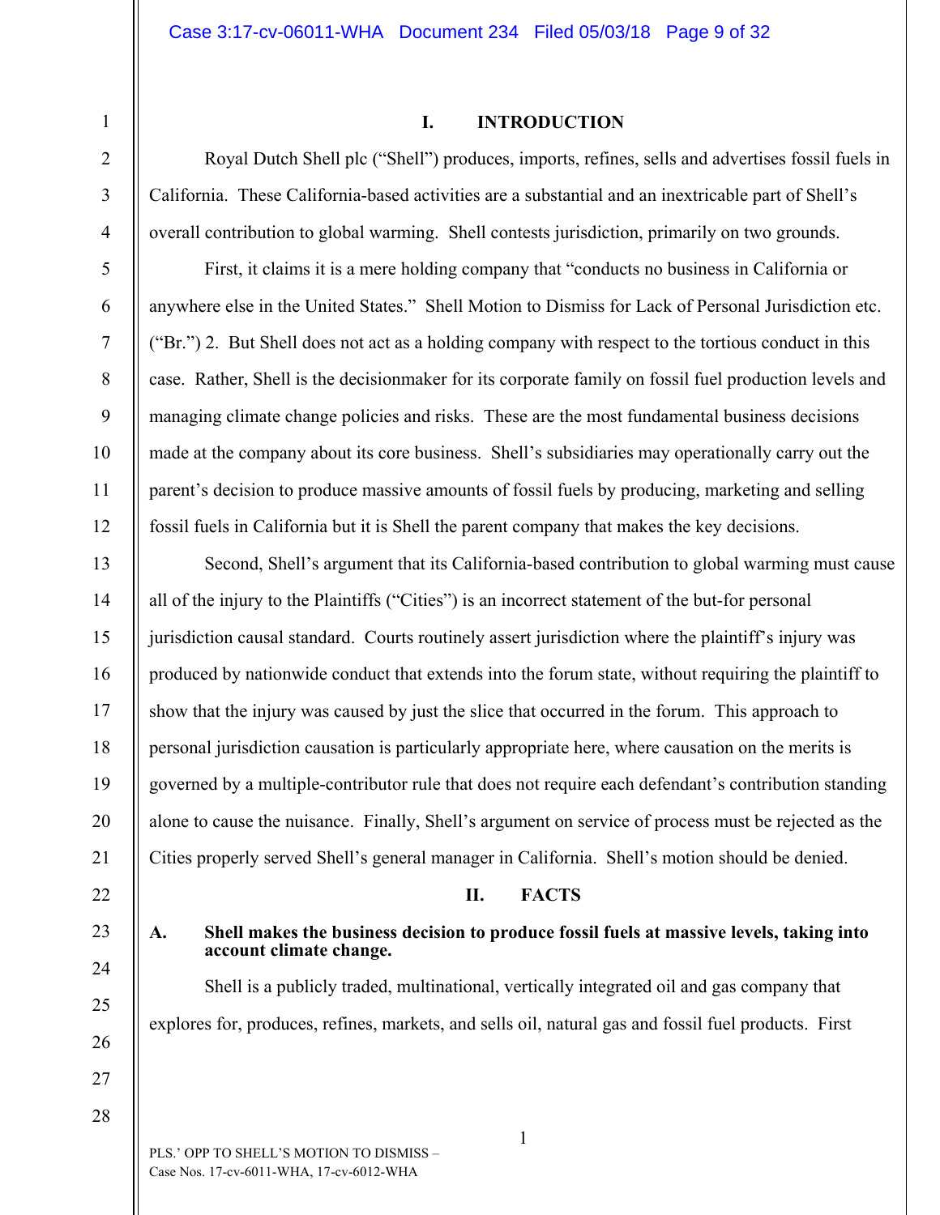## I. INTRODUCTION

Royal Dutch Shell plc ("Shell") produces, imports, refines, sells and advertises fossil fuels in California. These California-based activities are a substantial and an inextricable part of Shell's overall contribution to global warming. Shell contests jurisdiction, primarily on two grounds.

First, it claims it is a mere holding company that "conducts no business in California or anywhere else in the United States." Shell Motion to Dismiss for Lack of Personal Jurisdiction etc. ("Br.") 2. But Shell does not act as a holding company with respect to the tortious conduct in this case. Rather, Shell is the decisionmaker for its corporate family on fossil fuel production levels and managing climate change policies and risks. These are the most fundamental business decisions made at the company about its core business. Shell's subsidiaries may operationally carry out the parent's decision to produce massive amounts of fossil fuels by producing, marketing and selling fossil fuels in California but it is Shell the parent company that makes the key decisions.

Second, Shell's argument that its California-based contribution to global warming must cause all of the injury to the Plaintiffs ("Cities") is an incorrect statement of the but-for personal jurisdiction causal standard. Courts routinely assert jurisdiction where the plaintiff's injury was produced by nationwide conduct that extends into the forum state, without requiring the plaintiff to show that the injury was caused by just the slice that occurred in the forum. This approach to personal jurisdiction causation is particularly appropriate here, where causation on the merits is governed by a multiple-contributor rule that does not require each defendant's contribution standing alone to cause the nuisance. Finally, Shell's argument on service of process must be rejected as the Cities properly served Shell's general manager in California. Shell's motion should be denied.

## II. FACTS

### A. Shell makes the business decision to produce fossil fuels at massive levels, taking into account climate change.

Shell is a publicly traded, multinational, vertically integrated oil and gas company that explores for, produces, refines, markets, and sells oil, natural gas and fossil fuel products. First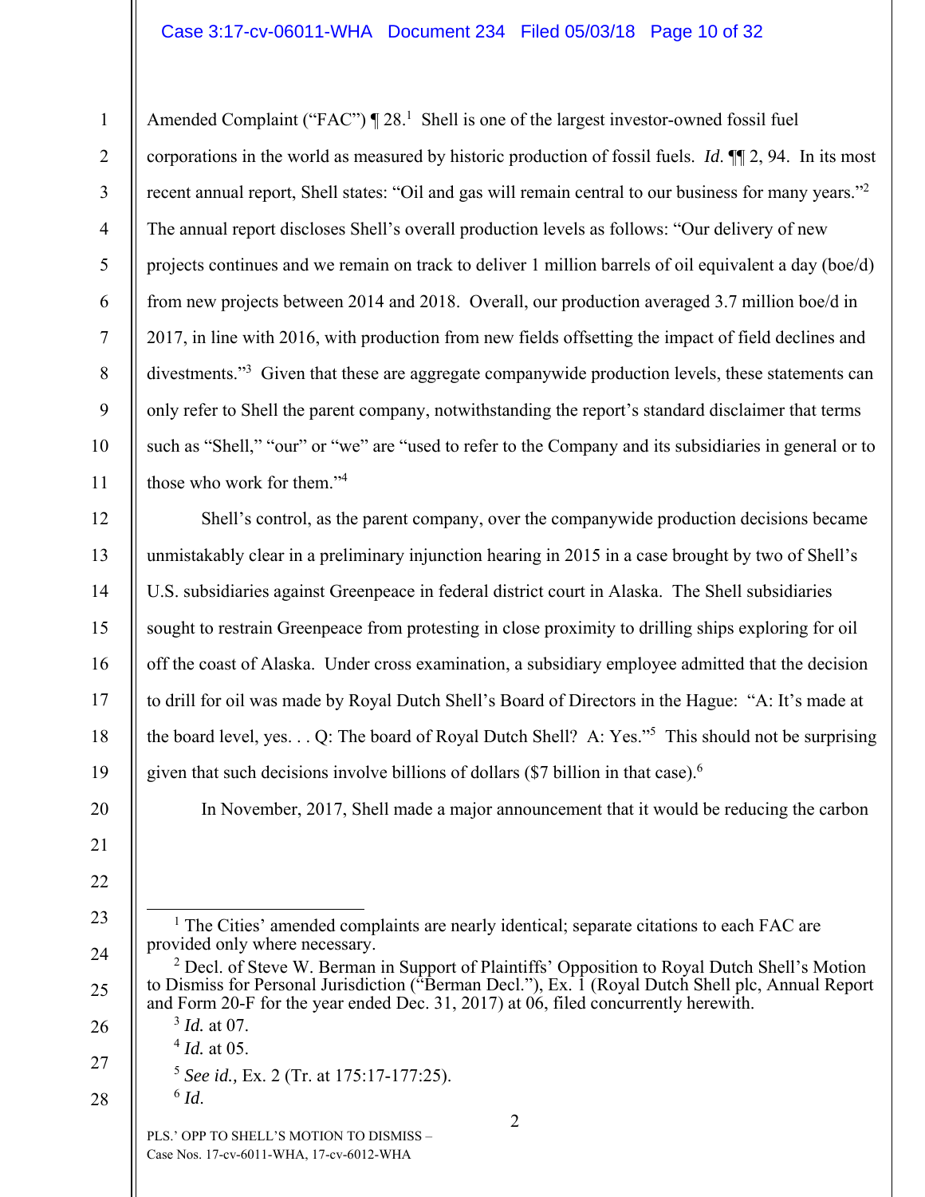Amended Complaint ("FAC") ¶ 28.[1] Shell is one of the largest investor-owned fossil fuel corporations in the world as measured by historic production of fossil fuels. *Id.* ¶¶ 2, 94. In its most recent annual report, Shell states: "Oil and gas will remain central to our business for many years."[2] The annual report discloses Shell's overall production levels as follows: "Our delivery of new projects continues and we remain on track to deliver 1 million barrels of oil equivalent a day (boe/d) from new projects between 2014 and 2018. Overall, our production averaged 3.7 million boe/d in 2017, in line with 2016, with production from new fields offsetting the impact of field declines and divestments."[3] Given that these are aggregate companywide production levels, these statements can only refer to Shell the parent company, notwithstanding the report's standard disclaimer that terms such as "Shell," "our" or "we" are "used to refer to the Company and its subsidiaries in general or to those who work for them."[4]

Shell's control, as the parent company, over the companywide production decisions became unmistakably clear in a preliminary injunction hearing in 2015 in a case brought by two of Shell's U.S. subsidiaries against Greenpeace in federal district court in Alaska. The Shell subsidiaries sought to restrain Greenpeace from protesting in close proximity to drilling ships exploring for oil off the coast of Alaska. Under cross examination, a subsidiary employee admitted that the decision to drill for oil was made by Royal Dutch Shell's Board of Directors in the Hague: "A: It's made at the board level, yes. . . Q: The board of Royal Dutch Shell? A: Yes."[5] This should not be surprising given that such decisions involve billions of dollars ($7 billion in that case).[6]

In November, 2017, Shell made a major announcement that it would be reducing the carbon

---

[1] The Cities' amended complaints are nearly identical; separate citations to each FAC are provided only where necessary.

[2] Decl. of Steve W. Berman in Support of Plaintiffs' Opposition to Royal Dutch Shell's Motion to Dismiss for Personal Jurisdiction ("Berman Decl."), Ex. 1 (Royal Dutch Shell plc, Annual Report and Form 20-F for the year ended Dec. 31, 2017) at 06, filed concurrently herewith.

[3] *Id.* at 07.

[4] *Id.* at 05.

[5] *See id.,* Ex. 2 (Tr. at 175:17-177:25).

[6] *Id.*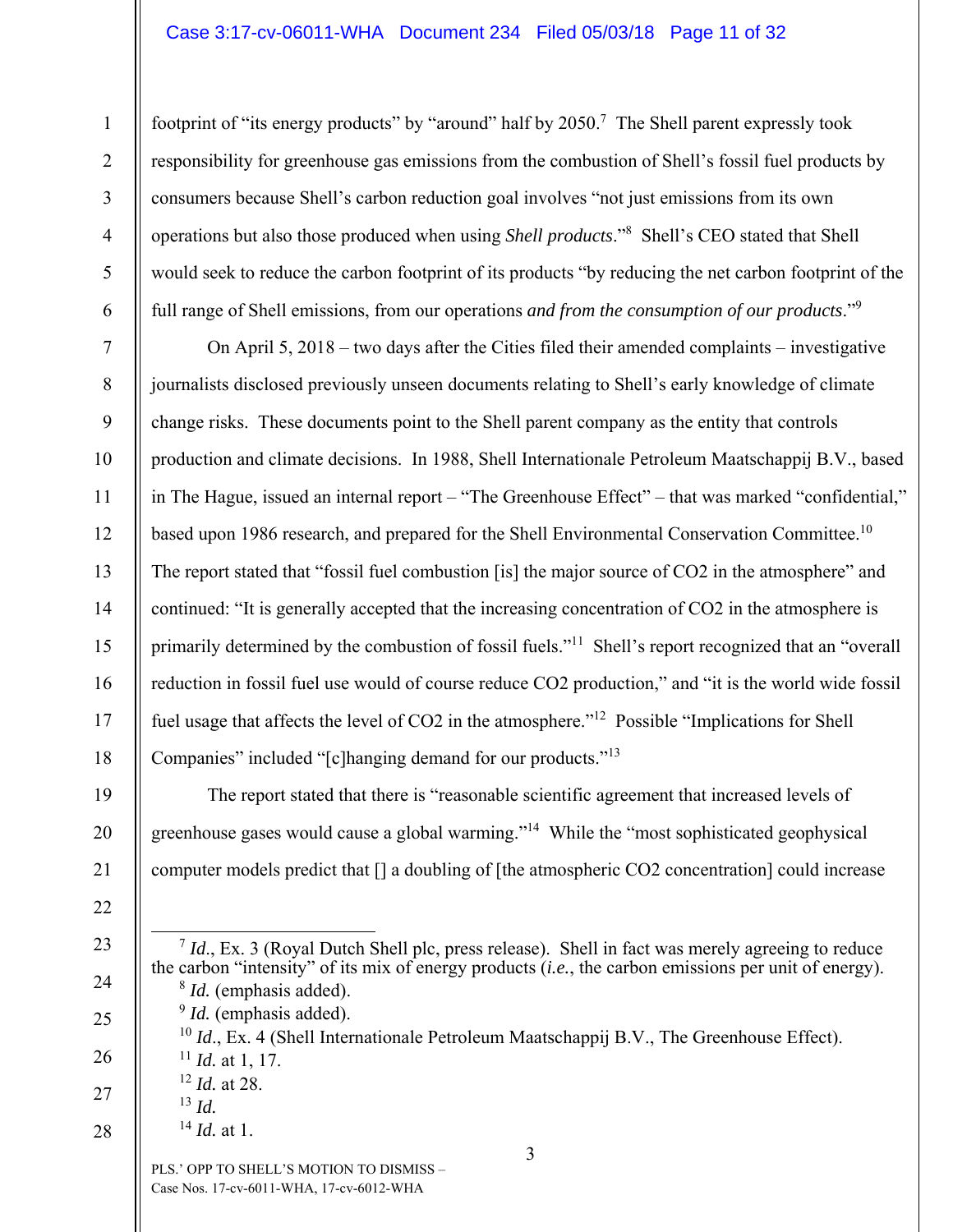footprint of "its energy products" by "around" half by 2050.[7] The Shell parent expressly took responsibility for greenhouse gas emissions from the combustion of Shell's fossil fuel products by consumers because Shell's carbon reduction goal involves "not just emissions from its own operations but also those produced when using *Shell products*."[8] Shell's CEO stated that Shell would seek to reduce the carbon footprint of its products "by reducing the net carbon footprint of the full range of Shell emissions, from our operations *and from the consumption of our products*."[9]

On April 5, 2018 – two days after the Cities filed their amended complaints – investigative journalists disclosed previously unseen documents relating to Shell's early knowledge of climate change risks. These documents point to the Shell parent company as the entity that controls production and climate decisions. In 1988, Shell Internationale Petroleum Maatschappij B.V., based in The Hague, issued an internal report – "The Greenhouse Effect" – that was marked "confidential," based upon 1986 research, and prepared for the Shell Environmental Conservation Committee.[10] The report stated that "fossil fuel combustion [is] the major source of CO2 in the atmosphere" and continued: "It is generally accepted that the increasing concentration of CO2 in the atmosphere is primarily determined by the combustion of fossil fuels."[11] Shell's report recognized that an "overall reduction in fossil fuel use would of course reduce CO2 production," and "it is the world wide fossil fuel usage that affects the level of CO2 in the atmosphere."[12] Possible "Implications for Shell Companies" included "[c]hanging demand for our products."[13]

The report stated that there is "reasonable scientific agreement that increased levels of greenhouse gases would cause a global warming."[14] While the "most sophisticated geophysical computer models predict that [] a doubling of [the atmospheric CO2 concentration] could increase

---

[7] *Id.*, Ex. 3 (Royal Dutch Shell plc, press release). Shell in fact was merely agreeing to reduce the carbon "intensity" of its mix of energy products (*i.e.*, the carbon emissions per unit of energy).

[8] *Id.* (emphasis added).

[9] *Id.* (emphasis added).

[10] *Id.*, Ex. 4 (Shell Internationale Petroleum Maatschappij B.V., The Greenhouse Effect).

[11] *Id.* at 1, 17.

[12] *Id.* at 28.

[13] *Id.*

[14] *Id.* at 1.

PLS.' OPP TO SHELL'S MOTION TO DISMISS –
Case Nos. 17-cv-6011-WHA, 17-cv-6012-WHA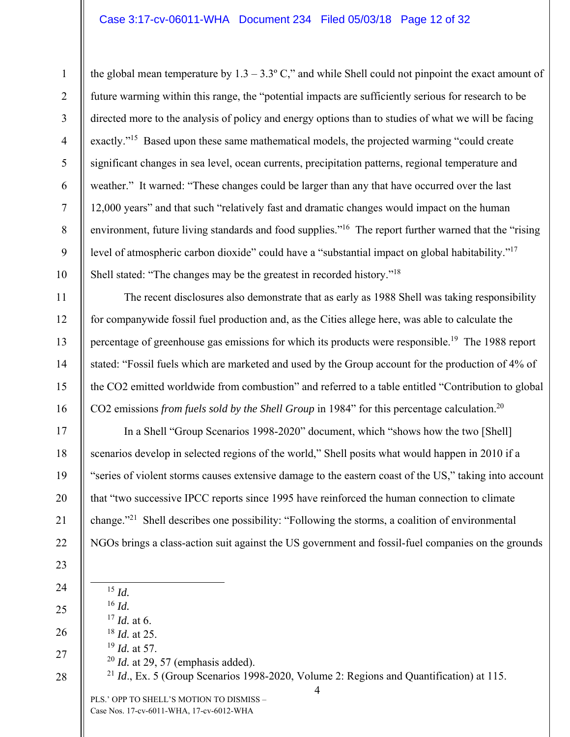the global mean temperature by 1.3 – 3.3º C," and while Shell could not pinpoint the exact amount of future warming within this range, the "potential impacts are sufficiently serious for research to be directed more to the analysis of policy and energy options than to studies of what we will be facing exactly."[15] Based upon these same mathematical models, the projected warming "could create significant changes in sea level, ocean currents, precipitation patterns, regional temperature and weather." It warned: "These changes could be larger than any that have occurred over the last 12,000 years" and that such "relatively fast and dramatic changes would impact on the human environment, future living standards and food supplies."[16] The report further warned that the "rising level of atmospheric carbon dioxide" could have a "substantial impact on global habitability."[17] Shell stated: "The changes may be the greatest in recorded history."[18]

The recent disclosures also demonstrate that as early as 1988 Shell was taking responsibility for companywide fossil fuel production and, as the Cities allege here, was able to calculate the percentage of greenhouse gas emissions for which its products were responsible.[19] The 1988 report stated: "Fossil fuels which are marketed and used by the Group account for the production of 4% of the CO2 emitted worldwide from combustion" and referred to a table entitled "Contribution to global CO2 emissions *from fuels sold by the Shell Group* in 1984" for this percentage calculation.[20]

In a Shell "Group Scenarios 1998-2020" document, which "shows how the two [Shell] scenarios develop in selected regions of the world," Shell posits what would happen in 2010 if a "series of violent storms causes extensive damage to the eastern coast of the US," taking into account that "two successive IPCC reports since 1995 have reinforced the human connection to climate change."[21] Shell describes one possibility: "Following the storms, a coalition of environmental NGOs brings a class-action suit against the US government and fossil-fuel companies on the grounds

---

[15] *Id.*

[16] *Id.*

[17] *Id.* at 6.

[18] *Id.* at 25.

[19] *Id.* at 57.

[20] *Id.* at 29, 57 (emphasis added).

[21] *Id.*, Ex. 5 (Group Scenarios 1998-2020, Volume 2: Regions and Quantification) at 115.

PLS.' OPP TO SHELL'S MOTION TO DISMISS –
Case Nos. 17-cv-6011-WHA, 17-cv-6012-WHA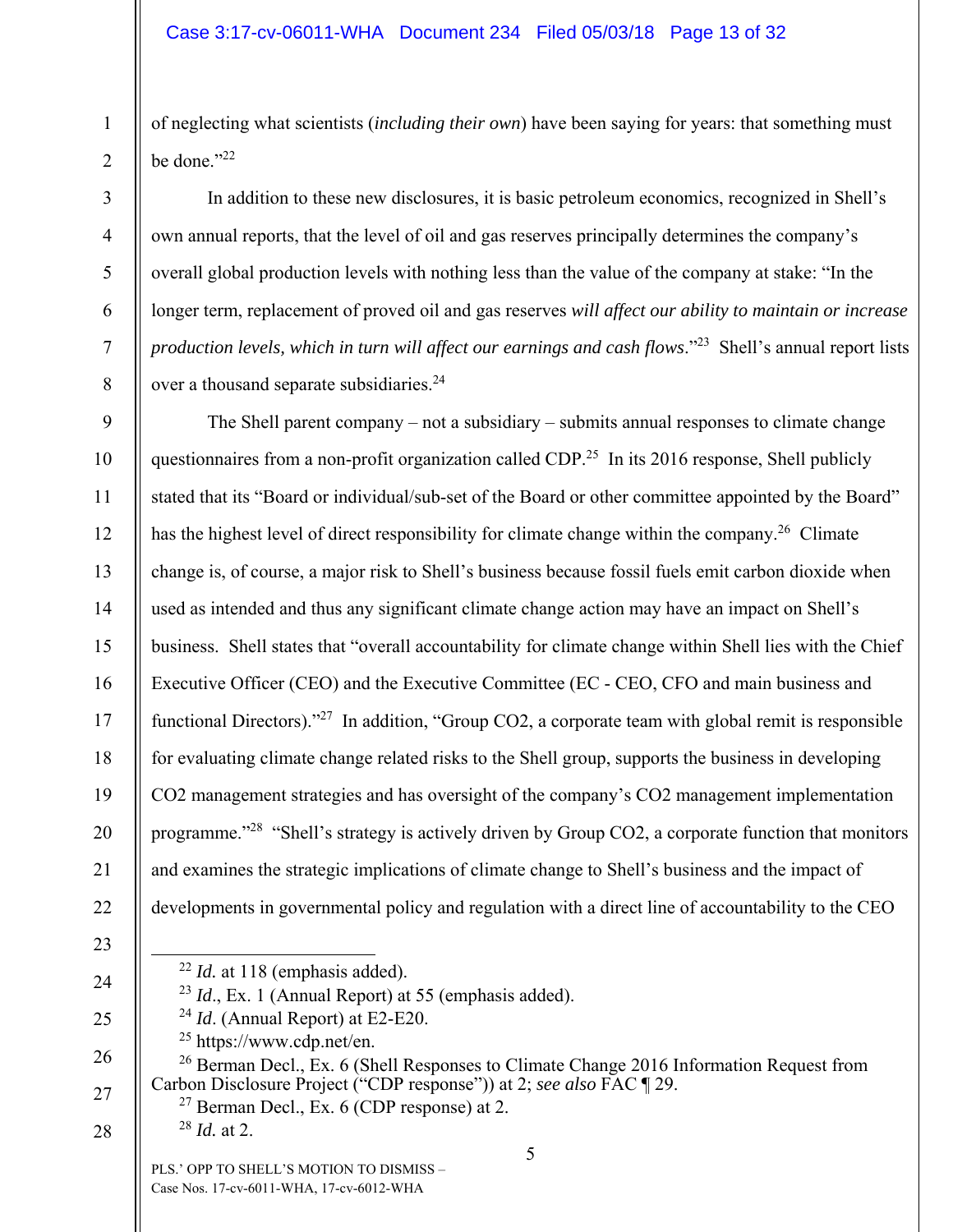of neglecting what scientists (*including their own*) have been saying for years: that something must be done."[22]

In addition to these new disclosures, it is basic petroleum economics, recognized in Shell's own annual reports, that the level of oil and gas reserves principally determines the company's overall global production levels with nothing less than the value of the company at stake: "In the longer term, replacement of proved oil and gas reserves *will affect our ability to maintain or increase production levels, which in turn will affect our earnings and cash flows*."[23] Shell's annual report lists over a thousand separate subsidiaries.[24]

The Shell parent company – not a subsidiary – submits annual responses to climate change questionnaires from a non-profit organization called CDP.[25] In its 2016 response, Shell publicly stated that its "Board or individual/sub-set of the Board or other committee appointed by the Board" has the highest level of direct responsibility for climate change within the company.[26] Climate change is, of course, a major risk to Shell's business because fossil fuels emit carbon dioxide when used as intended and thus any significant climate change action may have an impact on Shell's business. Shell states that "overall accountability for climate change within Shell lies with the Chief Executive Officer (CEO) and the Executive Committee (EC - CEO, CFO and main business and functional Directors)."[27] In addition, "Group CO2, a corporate team with global remit is responsible for evaluating climate change related risks to the Shell group, supports the business in developing CO2 management strategies and has oversight of the company's CO2 management implementation programme."[28] "Shell's strategy is actively driven by Group CO2, a corporate function that monitors and examines the strategic implications of climate change to Shell's business and the impact of developments in governmental policy and regulation with a direct line of accountability to the CEO

---

[22] *Id.* at 118 (emphasis added).

[23] *Id*., Ex. 1 (Annual Report) at 55 (emphasis added).

[24] *Id*. (Annual Report) at E2-E20.

[25] https://www.cdp.net/en.

[26] Berman Decl., Ex. 6 (Shell Responses to Climate Change 2016 Information Request from Carbon Disclosure Project ("CDP response")) at 2; *see also* FAC ¶ 29.

[27] Berman Decl., Ex. 6 (CDP response) at 2.

[28] *Id.* at 2.

PLS.' OPP TO SHELL'S MOTION TO DISMISS –
Case Nos. 17-cv-6011-WHA, 17-cv-6012-WHA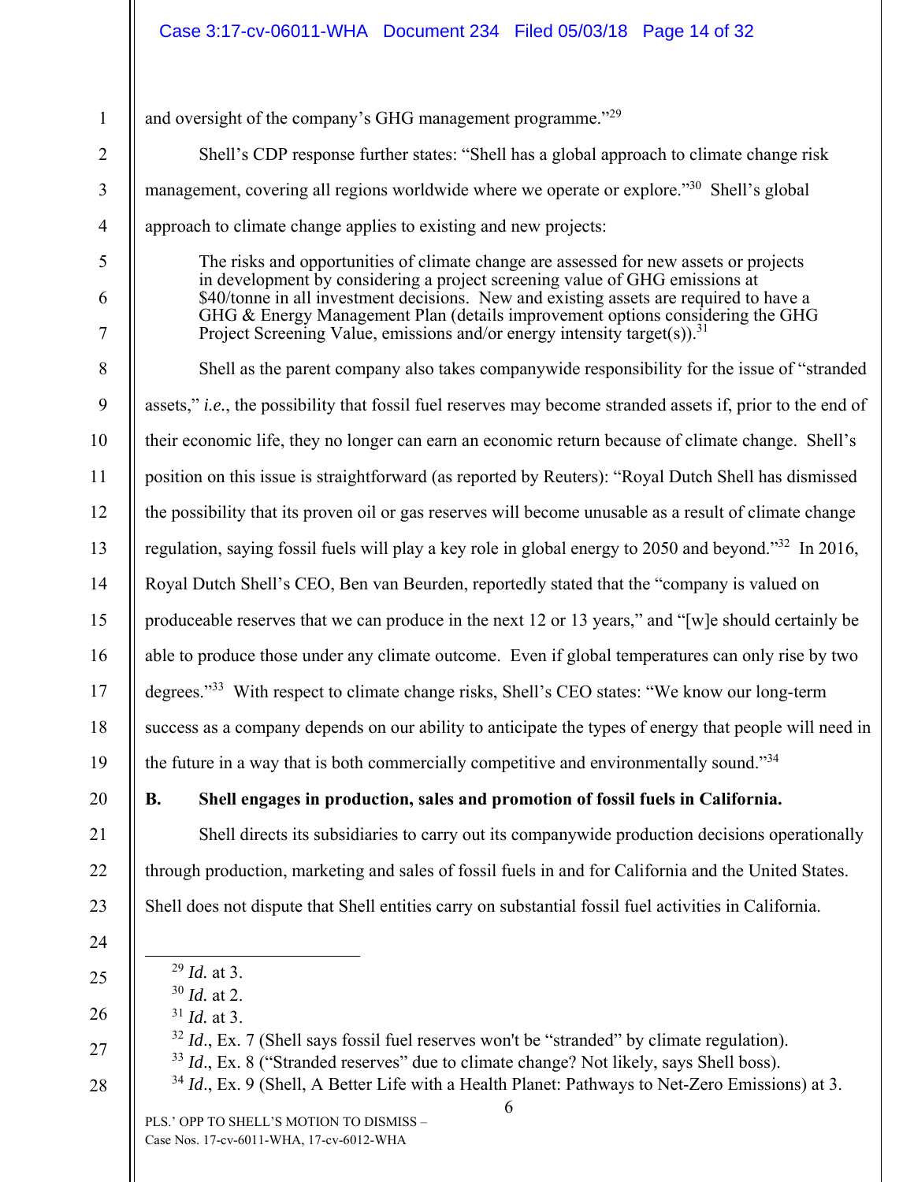and oversight of the company's GHG management programme."[29]

Shell's CDP response further states: "Shell has a global approach to climate change risk management, covering all regions worldwide where we operate or explore."[30] Shell's global approach to climate change applies to existing and new projects:

> The risks and opportunities of climate change are assessed for new assets or projects in development by considering a project screening value of GHG emissions at $40/tonne in all investment decisions. New and existing assets are required to have a GHG & Energy Management Plan (details improvement options considering the GHG Project Screening Value, emissions and/or energy intensity target(s)).[31]

Shell as the parent company also takes companywide responsibility for the issue of "stranded assets," *i.e.*, the possibility that fossil fuel reserves may become stranded assets if, prior to the end of their economic life, they no longer can earn an economic return because of climate change. Shell's position on this issue is straightforward (as reported by Reuters): "Royal Dutch Shell has dismissed the possibility that its proven oil or gas reserves will become unusable as a result of climate change regulation, saying fossil fuels will play a key role in global energy to 2050 and beyond."[32] In 2016, Royal Dutch Shell's CEO, Ben van Beurden, reportedly stated that the "company is valued on produceable reserves that we can produce in the next 12 or 13 years," and "[w]e should certainly be able to produce those under any climate outcome. Even if global temperatures can only rise by two degrees."[33] With respect to climate change risks, Shell's CEO states: "We know our long-term success as a company depends on our ability to anticipate the types of energy that people will need in the future in a way that is both commercially competitive and environmentally sound."[34]

### B. Shell engages in production, sales and promotion of fossil fuels in California.

Shell directs its subsidiaries to carry out its companywide production decisions operationally through production, marketing and sales of fossil fuels in and for California and the United States. Shell does not dispute that Shell entities carry on substantial fossil fuel activities in California.

---

[29] *Id.* at 3.

[30] *Id.* at 2.

[31] *Id.* at 3.

[32] *Id*., Ex. 7 (Shell says fossil fuel reserves won't be "stranded" by climate regulation).

[33] *Id*., Ex. 8 ("Stranded reserves" due to climate change? Not likely, says Shell boss).

[34] *Id*., Ex. 9 (Shell, A Better Life with a Health Planet: Pathways to Net-Zero Emissions) at 3.

PLS.' OPP TO SHELL'S MOTION TO DISMISS – Case Nos. 17-cv-6011-WHA, 17-cv-6012-WHA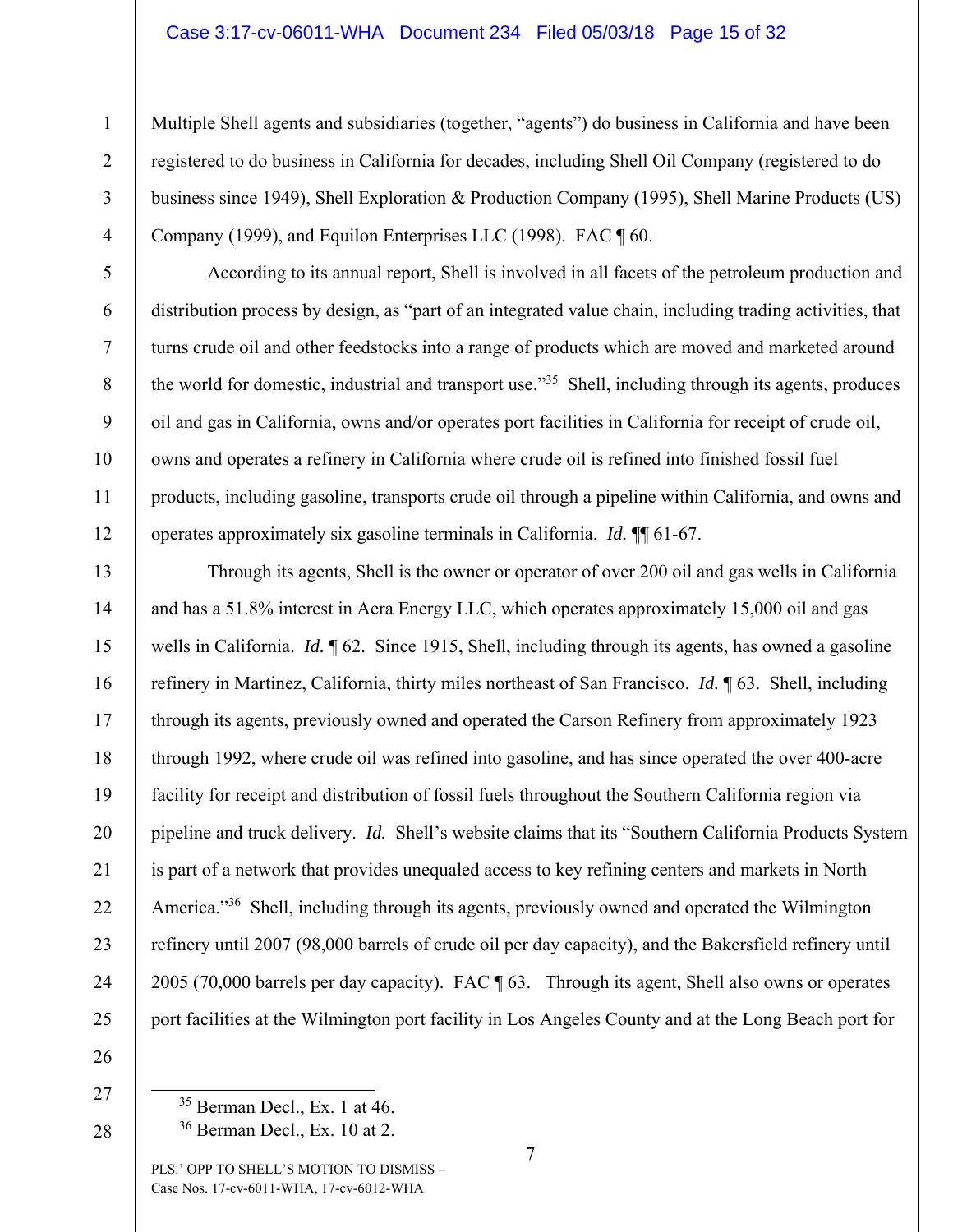Multiple Shell agents and subsidiaries (together, "agents") do business in California and have been registered to do business in California for decades, including Shell Oil Company (registered to do business since 1949), Shell Exploration & Production Company (1995), Shell Marine Products (US) Company (1999), and Equilon Enterprises LLC (1998). FAC ¶ 60.

According to its annual report, Shell is involved in all facets of the petroleum production and distribution process by design, as "part of an integrated value chain, including trading activities, that turns crude oil and other feedstocks into a range of products which are moved and marketed around the world for domestic, industrial and transport use."[35] Shell, including through its agents, produces oil and gas in California, owns and/or operates port facilities in California for receipt of crude oil, owns and operates a refinery in California where crude oil is refined into finished fossil fuel products, including gasoline, transports crude oil through a pipeline within California, and owns and operates approximately six gasoline terminals in California. *Id.* ¶¶ 61-67.

Through its agents, Shell is the owner or operator of over 200 oil and gas wells in California and has a 51.8% interest in Aera Energy LLC, which operates approximately 15,000 oil and gas wells in California. *Id.* ¶ 62. Since 1915, Shell, including through its agents, has owned a gasoline refinery in Martinez, California, thirty miles northeast of San Francisco. *Id.* ¶ 63. Shell, including through its agents, previously owned and operated the Carson Refinery from approximately 1923 through 1992, where crude oil was refined into gasoline, and has since operated the over 400-acre facility for receipt and distribution of fossil fuels throughout the Southern California region via pipeline and truck delivery. *Id.* Shell's website claims that its "Southern California Products System is part of a network that provides unequaled access to key refining centers and markets in North America."[36] Shell, including through its agents, previously owned and operated the Wilmington refinery until 2007 (98,000 barrels of crude oil per day capacity), and the Bakersfield refinery until 2005 (70,000 barrels per day capacity). FAC ¶ 63. Through its agent, Shell also owns or operates port facilities at the Wilmington port facility in Los Angeles County and at the Long Beach port for

---

[35] Berman Decl., Ex. 1 at 46.

[36] Berman Decl., Ex. 10 at 2.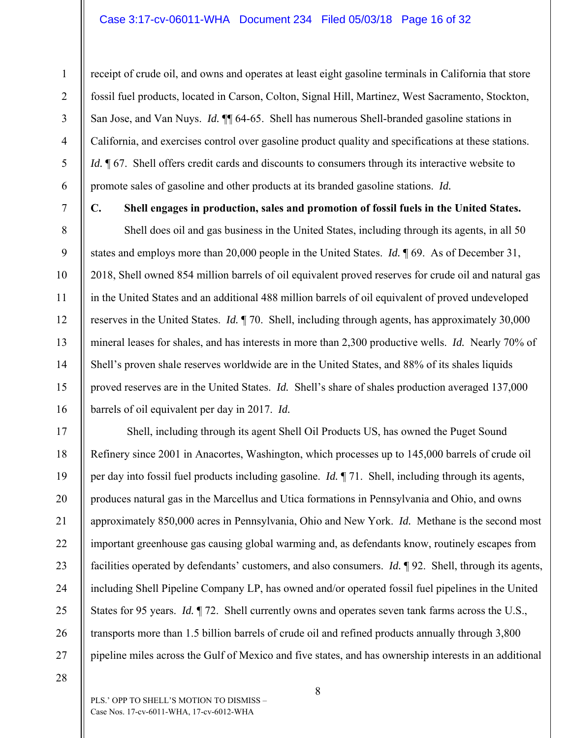receipt of crude oil, and owns and operates at least eight gasoline terminals in California that store fossil fuel products, located in Carson, Colton, Signal Hill, Martinez, West Sacramento, Stockton, San Jose, and Van Nuys. *Id.* ¶¶ 64-65. Shell has numerous Shell-branded gasoline stations in California, and exercises control over gasoline product quality and specifications at these stations. *Id.* ¶ 67. Shell offers credit cards and discounts to consumers through its interactive website to promote sales of gasoline and other products at its branded gasoline stations. *Id.*

**C. Shell engages in production, sales and promotion of fossil fuels in the United States.**

Shell does oil and gas business in the United States, including through its agents, in all 50 states and employs more than 20,000 people in the United States. *Id.* ¶ 69. As of December 31, 2018, Shell owned 854 million barrels of oil equivalent proved reserves for crude oil and natural gas in the United States and an additional 488 million barrels of oil equivalent of proved undeveloped reserves in the United States. *Id.* ¶ 70. Shell, including through agents, has approximately 30,000 mineral leases for shales, and has interests in more than 2,300 productive wells. *Id.* Nearly 70% of Shell's proven shale reserves worldwide are in the United States, and 88% of its shales liquids proved reserves are in the United States. *Id.* Shell's share of shales production averaged 137,000 barrels of oil equivalent per day in 2017. *Id.*

Shell, including through its agent Shell Oil Products US, has owned the Puget Sound Refinery since 2001 in Anacortes, Washington, which processes up to 145,000 barrels of crude oil per day into fossil fuel products including gasoline. *Id.* ¶ 71. Shell, including through its agents, produces natural gas in the Marcellus and Utica formations in Pennsylvania and Ohio, and owns approximately 850,000 acres in Pennsylvania, Ohio and New York. *Id.* Methane is the second most important greenhouse gas causing global warming and, as defendants know, routinely escapes from facilities operated by defendants' customers, and also consumers. *Id.* ¶ 92. Shell, through its agents, including Shell Pipeline Company LP, has owned and/or operated fossil fuel pipelines in the United States for 95 years. *Id.* ¶ 72. Shell currently owns and operates seven tank farms across the U.S., transports more than 1.5 billion barrels of crude oil and refined products annually through 3,800 pipeline miles across the Gulf of Mexico and five states, and has ownership interests in an additional

PLS.' OPP TO SHELL'S MOTION TO DISMISS –
Case Nos. 17-cv-6011-WHA, 17-cv-6012-WHA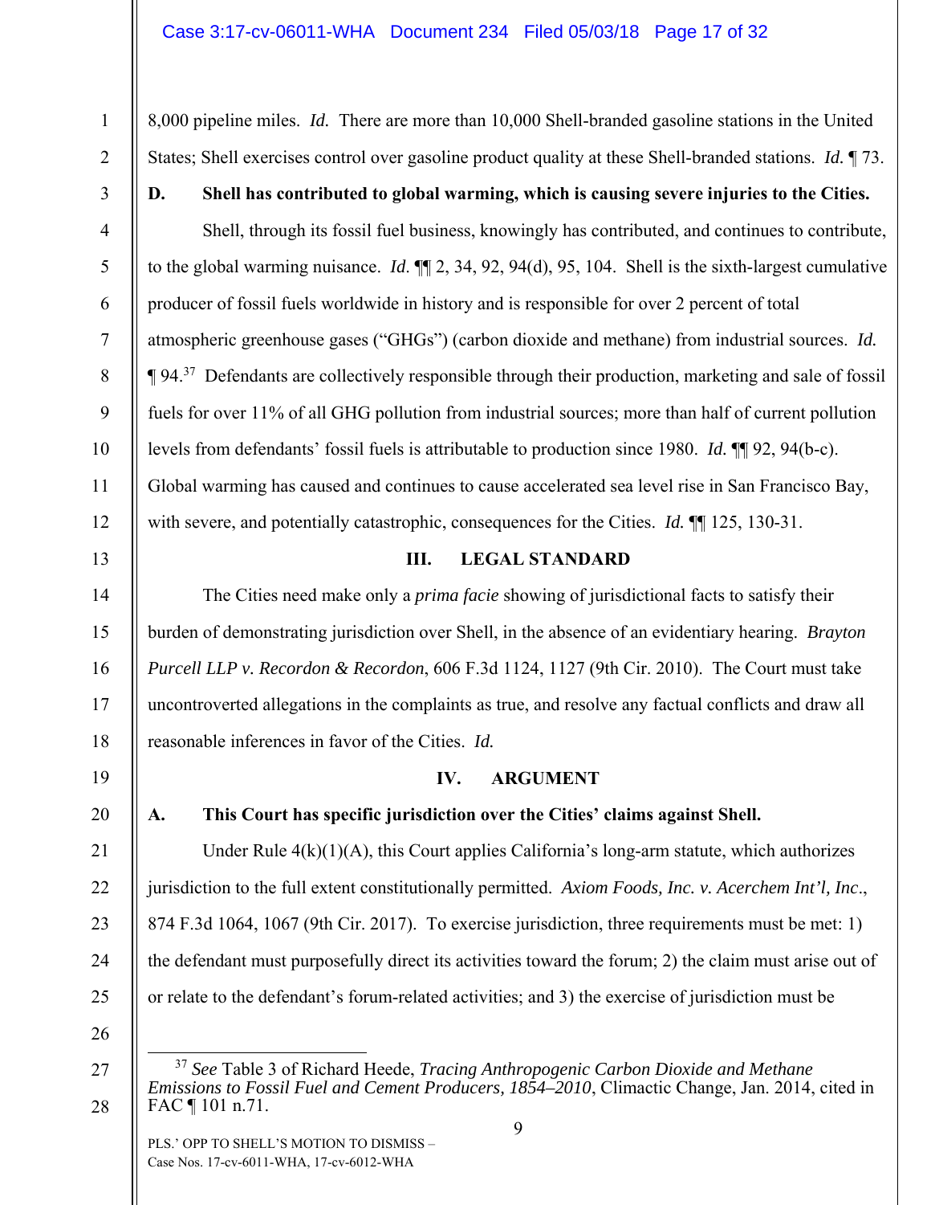8,000 pipeline miles. *Id.* There are more than 10,000 Shell-branded gasoline stations in the United States; Shell exercises control over gasoline product quality at these Shell-branded stations. *Id.* ¶ 73.

**D. Shell has contributed to global warming, which is causing severe injuries to the Cities.**

Shell, through its fossil fuel business, knowingly has contributed, and continues to contribute, to the global warming nuisance. *Id.* ¶¶ 2, 34, 92, 94(d), 95, 104. Shell is the sixth-largest cumulative producer of fossil fuels worldwide in history and is responsible for over 2 percent of total atmospheric greenhouse gases ("GHGs") (carbon dioxide and methane) from industrial sources. *Id.* ¶ 94.[37] Defendants are collectively responsible through their production, marketing and sale of fossil fuels for over 11% of all GHG pollution from industrial sources; more than half of current pollution levels from defendants' fossil fuels is attributable to production since 1980. *Id.* ¶¶ 92, 94(b-c). Global warming has caused and continues to cause accelerated sea level rise in San Francisco Bay, with severe, and potentially catastrophic, consequences for the Cities. *Id.* ¶¶ 125, 130-31.

## III. LEGAL STANDARD

The Cities need make only a *prima facie* showing of jurisdictional facts to satisfy their burden of demonstrating jurisdiction over Shell, in the absence of an evidentiary hearing. *Brayton Purcell LLP v. Recordon & Recordon*, 606 F.3d 1124, 1127 (9th Cir. 2010). The Court must take uncontroverted allegations in the complaints as true, and resolve any factual conflicts and draw all reasonable inferences in favor of the Cities. *Id.*

## IV. ARGUMENT

**A. This Court has specific jurisdiction over the Cities' claims against Shell.**

Under Rule 4(k)(1)(A), this Court applies California's long-arm statute, which authorizes jurisdiction to the full extent constitutionally permitted. *Axiom Foods, Inc. v. Acerchem Int'l, Inc*., 874 F.3d 1064, 1067 (9th Cir. 2017). To exercise jurisdiction, three requirements must be met: 1) the defendant must purposefully direct its activities toward the forum; 2) the claim must arise out of or relate to the defendant's forum-related activities; and 3) the exercise of jurisdiction must be

---

[37] *See* Table 3 of Richard Heede, *Tracing Anthropogenic Carbon Dioxide and Methane Emissions to Fossil Fuel and Cement Producers, 1854–2010*, Climactic Change, Jan. 2014, cited in FAC ¶ 101 n.71.

PLS.' OPP TO SHELL'S MOTION TO DISMISS –
Case Nos. 17-cv-6011-WHA, 17-cv-6012-WHA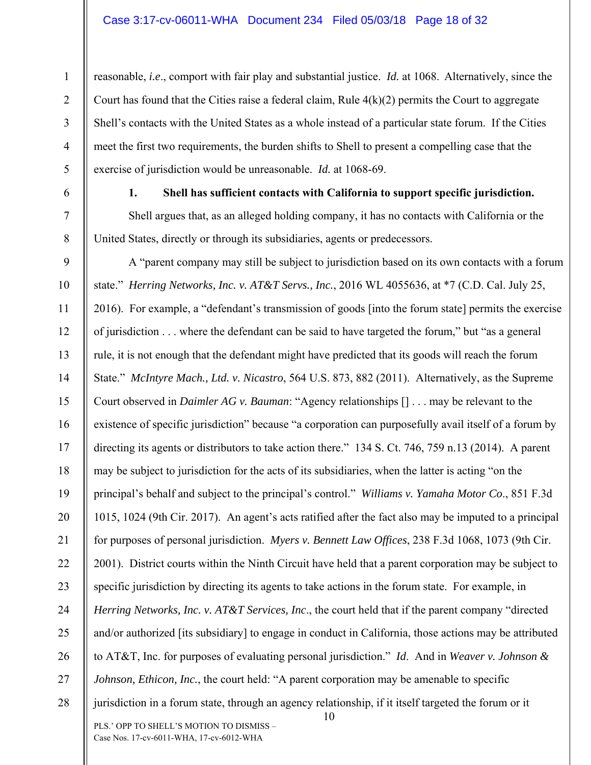reasonable, *i.e*., comport with fair play and substantial justice. *Id.* at 1068. Alternatively, since the Court has found that the Cities raise a federal claim, Rule 4(k)(2) permits the Court to aggregate Shell's contacts with the United States as a whole instead of a particular state forum. If the Cities meet the first two requirements, the burden shifts to Shell to present a compelling case that the exercise of jurisdiction would be unreasonable. *Id.* at 1068-69.

**1. Shell has sufficient contacts with California to support specific jurisdiction.**

Shell argues that, as an alleged holding company, it has no contacts with California or the United States, directly or through its subsidiaries, agents or predecessors.

A "parent company may still be subject to jurisdiction based on its own contacts with a forum state." *Herring Networks, Inc. v. AT&T Servs., Inc.*, 2016 WL 4055636, at *7 (C.D. Cal. July 25, 2016). For example, a "defendant's transmission of goods [into the forum state] permits the exercise of jurisdiction . . . where the defendant can be said to have targeted the forum," but "as a general rule, it is not enough that the defendant might have predicted that its goods will reach the forum State." *McIntyre Mach., Ltd. v. Nicastro*, 564 U.S. 873, 882 (2011). Alternatively, as the Supreme Court observed in *Daimler AG v. Bauman*: "Agency relationships [] . . . may be relevant to the existence of specific jurisdiction" because "a corporation can purposefully avail itself of a forum by directing its agents or distributors to take action there." 134 S. Ct. 746, 759 n.13 (2014). A parent may be subject to jurisdiction for the acts of its subsidiaries, when the latter is acting "on the principal's behalf and subject to the principal's control." *Williams v. Yamaha Motor Co*., 851 F.3d 1015, 1024 (9th Cir. 2017). An agent's acts ratified after the fact also may be imputed to a principal for purposes of personal jurisdiction. *Myers v. Bennett Law Offices*, 238 F.3d 1068, 1073 (9th Cir. 2001). District courts within the Ninth Circuit have held that a parent corporation may be subject to specific jurisdiction by directing its agents to take actions in the forum state. For example, in *Herring Networks, Inc. v. AT&T Services, Inc*., the court held that if the parent company "directed and/or authorized [its subsidiary] to engage in conduct in California, those actions may be attributed to AT&T, Inc. for purposes of evaluating personal jurisdiction." *Id.* And in *Weaver v. Johnson & Johnson, Ethicon, Inc.*, the court held: "A parent corporation may be amenable to specific jurisdiction in a forum state, through an agency relationship, if it itself targeted the forum or it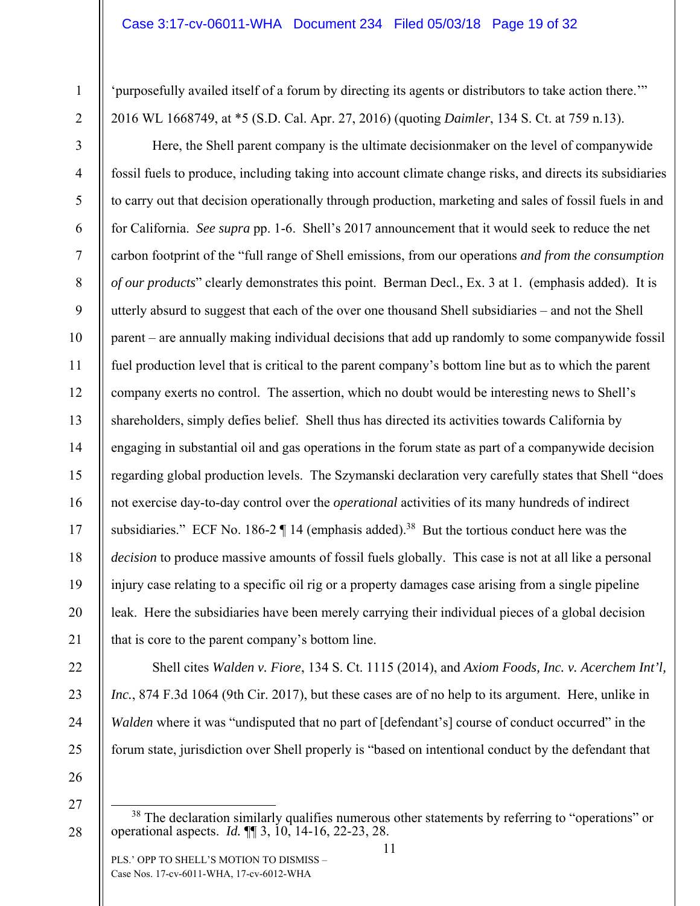'purposefully availed itself of a forum by directing its agents or distributors to take action there.'" 2016 WL 1668749, at *5 (S.D. Cal. Apr. 27, 2016) (quoting *Daimler*, 134 S. Ct. at 759 n.13).

Here, the Shell parent company is the ultimate decisionmaker on the level of companywide fossil fuels to produce, including taking into account climate change risks, and directs its subsidiaries to carry out that decision operationally through production, marketing and sales of fossil fuels in and for California. *See supra* pp. 1-6. Shell's 2017 announcement that it would seek to reduce the net carbon footprint of the "full range of Shell emissions, from our operations *and from the consumption of our products*" clearly demonstrates this point. Berman Decl., Ex. 3 at 1. (emphasis added). It is utterly absurd to suggest that each of the over one thousand Shell subsidiaries – and not the Shell parent – are annually making individual decisions that add up randomly to some companywide fossil fuel production level that is critical to the parent company's bottom line but as to which the parent company exerts no control. The assertion, which no doubt would be interesting news to Shell's shareholders, simply defies belief. Shell thus has directed its activities towards California by engaging in substantial oil and gas operations in the forum state as part of a companywide decision regarding global production levels. The Szymanski declaration very carefully states that Shell "does not exercise day-to-day control over the *operational* activities of its many hundreds of indirect subsidiaries." ECF No. 186-2 ¶ 14 (emphasis added).[38] But the tortious conduct here was the *decision* to produce massive amounts of fossil fuels globally. This case is not at all like a personal injury case relating to a specific oil rig or a property damages case arising from a single pipeline leak. Here the subsidiaries have been merely carrying their individual pieces of a global decision that is core to the parent company's bottom line.

Shell cites *Walden v. Fiore*, 134 S. Ct. 1115 (2014), and *Axiom Foods, Inc. v. Acerchem Int'l, Inc.*, 874 F.3d 1064 (9th Cir. 2017), but these cases are of no help to its argument. Here, unlike in *Walden* where it was "undisputed that no part of [defendant's] course of conduct occurred" in the forum state, jurisdiction over Shell properly is "based on intentional conduct by the defendant that

---

[38] The declaration similarly qualifies numerous other statements by referring to "operations" or operational aspects. *Id.* ¶¶ 3, 10, 14-16, 22-23, 28.

PLS.' OPP TO SHELL'S MOTION TO DISMISS – Case Nos. 17-cv-6011-WHA, 17-cv-6012-WHA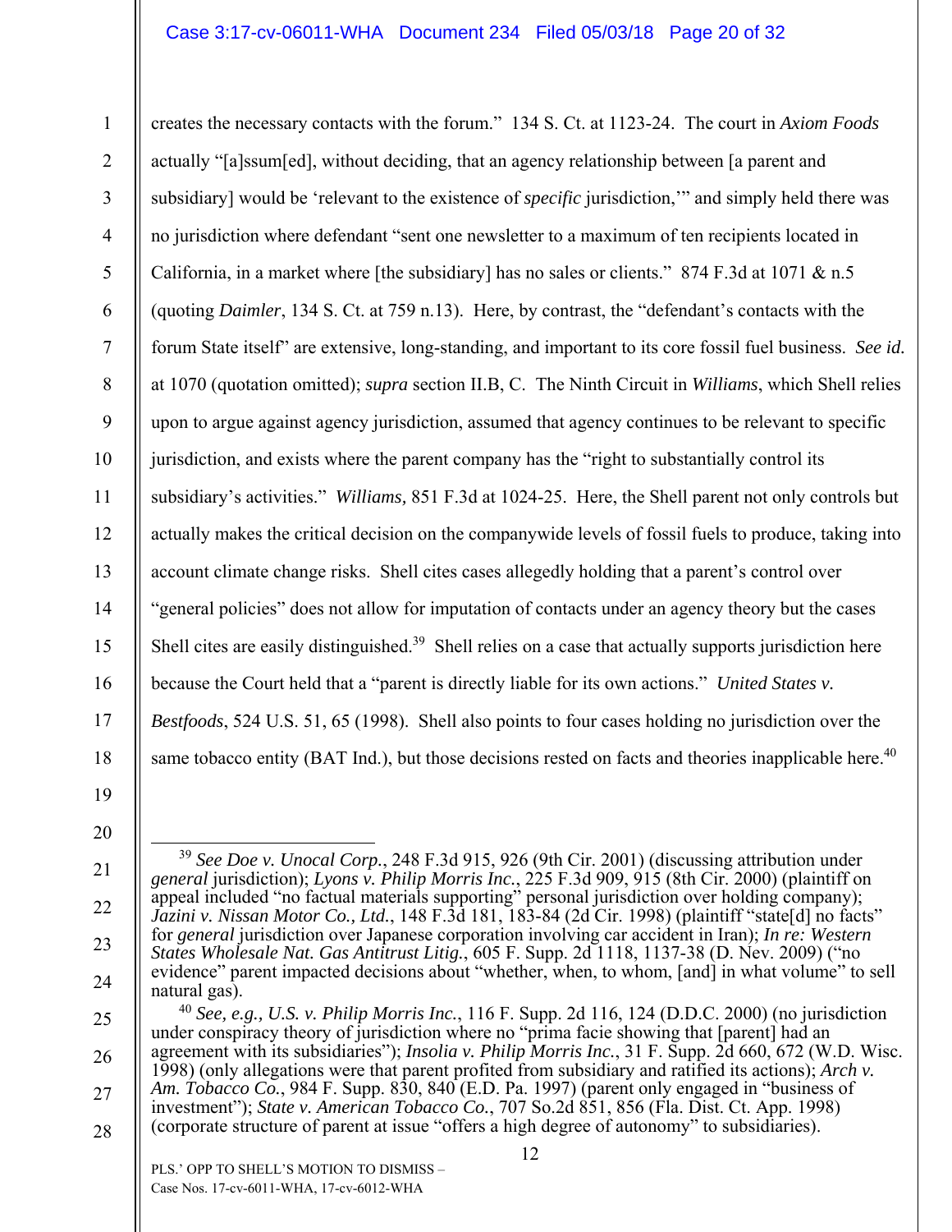creates the necessary contacts with the forum." 134 S. Ct. at 1123-24. The court in *Axiom Foods* actually "[a]ssum[ed], without deciding, that an agency relationship between [a parent and subsidiary] would be 'relevant to the existence of *specific* jurisdiction,'" and simply held there was no jurisdiction where defendant "sent one newsletter to a maximum of ten recipients located in California, in a market where [the subsidiary] has no sales or clients." 874 F.3d at 1071 & n.5 (quoting *Daimler*, 134 S. Ct. at 759 n.13). Here, by contrast, the "defendant's contacts with the forum State itself" are extensive, long-standing, and important to its core fossil fuel business. *See id.* at 1070 (quotation omitted); *supra* section II.B, C. The Ninth Circuit in *Williams*, which Shell relies upon to argue against agency jurisdiction, assumed that agency continues to be relevant to specific jurisdiction, and exists where the parent company has the "right to substantially control its subsidiary's activities." *Williams,* 851 F.3d at 1024-25. Here, the Shell parent not only controls but actually makes the critical decision on the companywide levels of fossil fuels to produce, taking into account climate change risks. Shell cites cases allegedly holding that a parent's control over "general policies" does not allow for imputation of contacts under an agency theory but the cases Shell cites are easily distinguished.[39] Shell relies on a case that actually supports jurisdiction here because the Court held that a "parent is directly liable for its own actions." *United States v. Bestfoods*, 524 U.S. 51, 65 (1998). Shell also points to four cases holding no jurisdiction over the same tobacco entity (BAT Ind.), but those decisions rested on facts and theories inapplicable here.[40]

---

[39] *See Doe v. Unocal Corp.*, 248 F.3d 915, 926 (9th Cir. 2001) (discussing attribution under *general* jurisdiction); *Lyons v. Philip Morris Inc.*, 225 F.3d 909, 915 (8th Cir. 2000) (plaintiff on appeal included "no factual materials supporting" personal jurisdiction over holding company); *Jazini v. Nissan Motor Co., Ltd.*, 148 F.3d 181, 183-84 (2d Cir. 1998) (plaintiff "state[d] no facts" for *general* jurisdiction over Japanese corporation involving car accident in Iran); *In re: Western States Wholesale Nat. Gas Antitrust Litig.*, 605 F. Supp. 2d 1118, 1137-38 (D. Nev. 2009) ("no evidence" parent impacted decisions about "whether, when, to whom, [and] in what volume" to sell natural gas).

[40] *See, e.g., U.S. v. Philip Morris Inc.*, 116 F. Supp. 2d 116, 124 (D.D.C. 2000) (no jurisdiction under conspiracy theory of jurisdiction where no "prima facie showing that [parent] had an agreement with its subsidiaries"); *Insolia v. Philip Morris Inc.*, 31 F. Supp. 2d 660, 672 (W.D. Wisc. 1998) (only allegations were that parent profited from subsidiary and ratified its actions); *Arch v. Am. Tobacco Co.*, 984 F. Supp. 830, 840 (E.D. Pa. 1997) (parent only engaged in "business of investment"); *State v. American Tobacco Co.*, 707 So.2d 851, 856 (Fla. Dist. Ct. App. 1998) (corporate structure of parent at issue "offers a high degree of autonomy" to subsidiaries).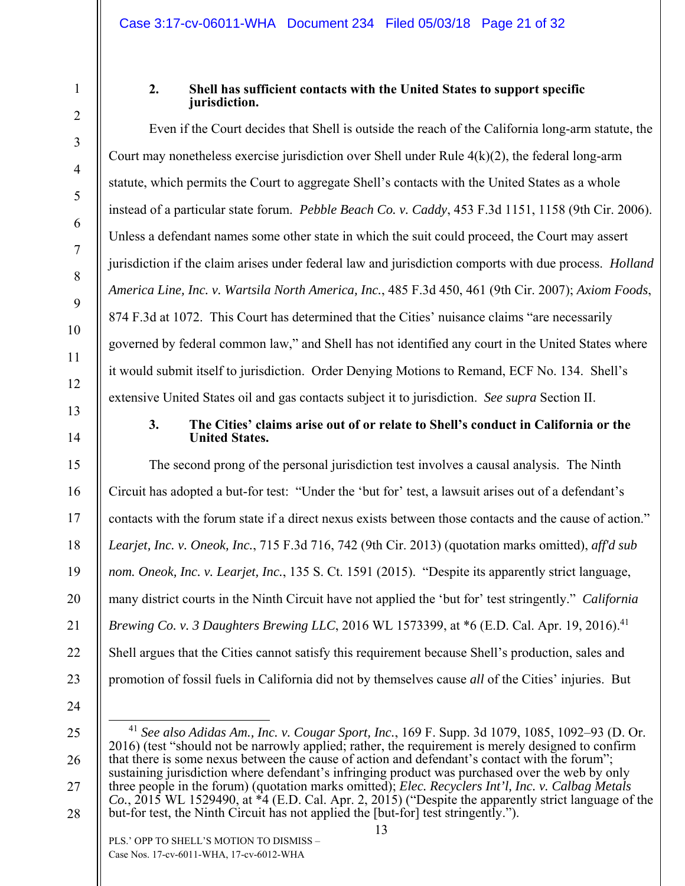### 2. Shell has sufficient contacts with the United States to support specific jurisdiction.

Even if the Court decides that Shell is outside the reach of the California long-arm statute, the Court may nonetheless exercise jurisdiction over Shell under Rule 4(k)(2), the federal long-arm statute, which permits the Court to aggregate Shell's contacts with the United States as a whole instead of a particular state forum. *Pebble Beach Co. v. Caddy*, 453 F.3d 1151, 1158 (9th Cir. 2006). Unless a defendant names some other state in which the suit could proceed, the Court may assert jurisdiction if the claim arises under federal law and jurisdiction comports with due process. *Holland America Line, Inc. v. Wartsila North America, Inc.*, 485 F.3d 450, 461 (9th Cir. 2007); *Axiom Foods*, 874 F.3d at 1072. This Court has determined that the Cities' nuisance claims "are necessarily governed by federal common law," and Shell has not identified any court in the United States where it would submit itself to jurisdiction. Order Denying Motions to Remand, ECF No. 134. Shell's extensive United States oil and gas contacts subject it to jurisdiction. *See supra* Section II.

### 3. The Cities' claims arise out of or relate to Shell's conduct in California or the United States.

The second prong of the personal jurisdiction test involves a causal analysis. The Ninth Circuit has adopted a but-for test: "Under the 'but for' test, a lawsuit arises out of a defendant's contacts with the forum state if a direct nexus exists between those contacts and the cause of action." *Learjet, Inc. v. Oneok, Inc.*, 715 F.3d 716, 742 (9th Cir. 2013) (quotation marks omitted), *aff'd sub nom. Oneok, Inc. v. Learjet, Inc.*, 135 S. Ct. 1591 (2015). "Despite its apparently strict language, many district courts in the Ninth Circuit have not applied the 'but for' test stringently." *California Brewing Co. v. 3 Daughters Brewing LLC*, 2016 WL 1573399, at *6 (E.D. Cal. Apr. 19, 2016).[41] Shell argues that the Cities cannot satisfy this requirement because Shell's production, sales and promotion of fossil fuels in California did not by themselves cause *all* of the Cities' injuries. But

---

[41] *See also Adidas Am., Inc. v. Cougar Sport, Inc.*, 169 F. Supp. 3d 1079, 1085, 1092–93 (D. Or. 2016) (test "should not be narrowly applied; rather, the requirement is merely designed to confirm that there is some nexus between the cause of action and defendant's contact with the forum"; sustaining jurisdiction where defendant's infringing product was purchased over the web by only three people in the forum) (quotation marks omitted); *Elec. Recyclers Int'l, Inc. v. Calbag Metals Co.*, 2015 WL 1529490, at *4 (E.D. Cal. Apr. 2, 2015) ("Despite the apparently strict language of the but-for test, the Ninth Circuit has not applied the [but-for] test stringently.").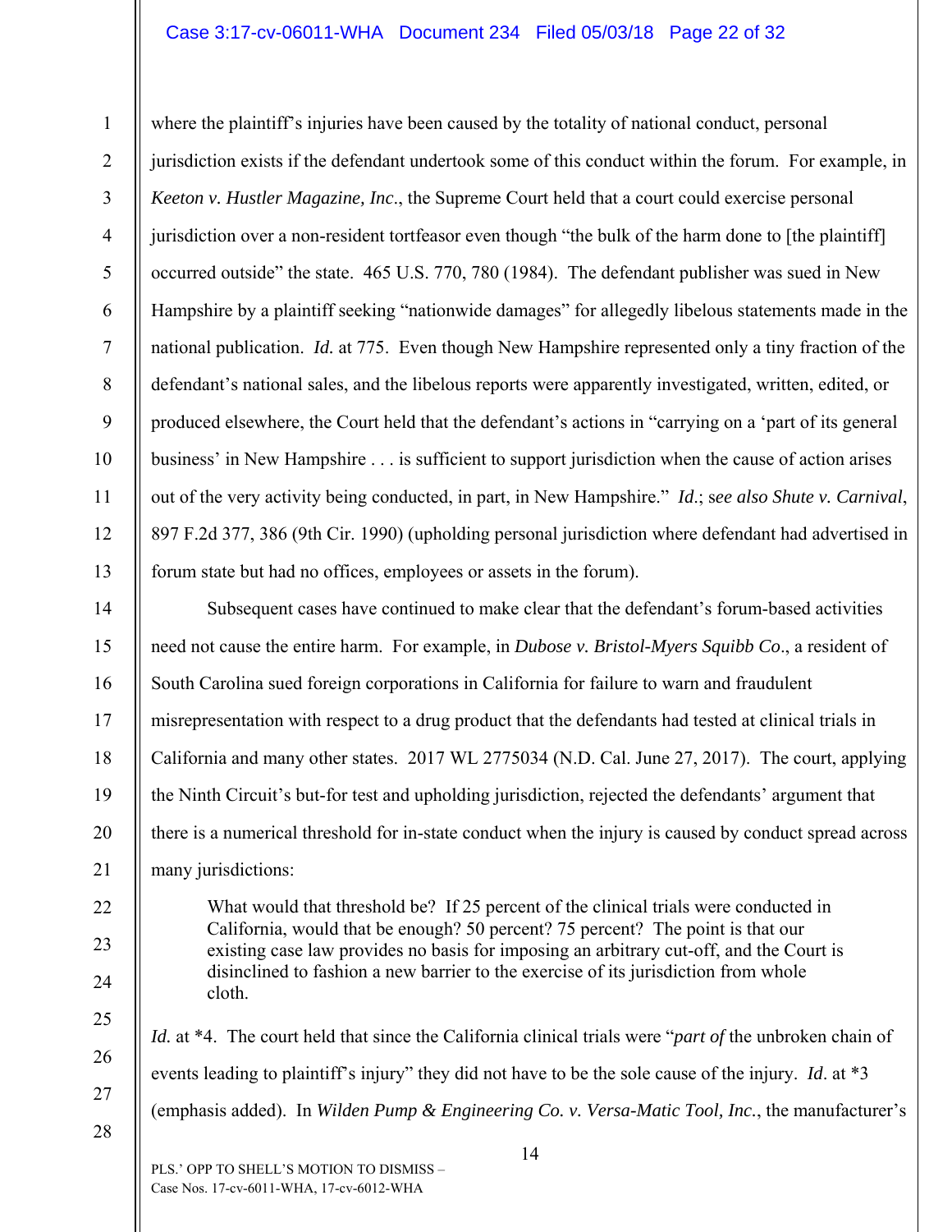where the plaintiff's injuries have been caused by the totality of national conduct, personal jurisdiction exists if the defendant undertook some of this conduct within the forum. For example, in *Keeton v. Hustler Magazine, Inc*., the Supreme Court held that a court could exercise personal jurisdiction over a non-resident tortfeasor even though "the bulk of the harm done to [the plaintiff] occurred outside" the state. 465 U.S. 770, 780 (1984). The defendant publisher was sued in New Hampshire by a plaintiff seeking "nationwide damages" for allegedly libelous statements made in the national publication. *Id.* at 775. Even though New Hampshire represented only a tiny fraction of the defendant's national sales, and the libelous reports were apparently investigated, written, edited, or produced elsewhere, the Court held that the defendant's actions in "carrying on a 'part of its general business' in New Hampshire . . . is sufficient to support jurisdiction when the cause of action arises out of the very activity being conducted, in part, in New Hampshire." *Id*.; s*ee also Shute v. Carnival*, 897 F.2d 377, 386 (9th Cir. 1990) (upholding personal jurisdiction where defendant had advertised in forum state but had no offices, employees or assets in the forum).

Subsequent cases have continued to make clear that the defendant's forum-based activities need not cause the entire harm. For example, in *Dubose v. Bristol-Myers Squibb Co*., a resident of South Carolina sued foreign corporations in California for failure to warn and fraudulent misrepresentation with respect to a drug product that the defendants had tested at clinical trials in California and many other states. 2017 WL 2775034 (N.D. Cal. June 27, 2017). The court, applying the Ninth Circuit's but-for test and upholding jurisdiction, rejected the defendants' argument that there is a numerical threshold for in-state conduct when the injury is caused by conduct spread across many jurisdictions:

> What would that threshold be? If 25 percent of the clinical trials were conducted in California, would that be enough? 50 percent? 75 percent? The point is that our existing case law provides no basis for imposing an arbitrary cut-off, and the Court is disinclined to fashion a new barrier to the exercise of its jurisdiction from whole cloth.

*Id.* at \*4. The court held that since the California clinical trials were "*part of* the unbroken chain of events leading to plaintiff's injury" they did not have to be the sole cause of the injury. *Id*. at \*3 (emphasis added). In *Wilden Pump & Engineering Co. v. Versa-Matic Tool, Inc.*, the manufacturer's

PLS.' OPP TO SHELL'S MOTION TO DISMISS –
Case Nos. 17-cv-6011-WHA, 17-cv-6012-WHA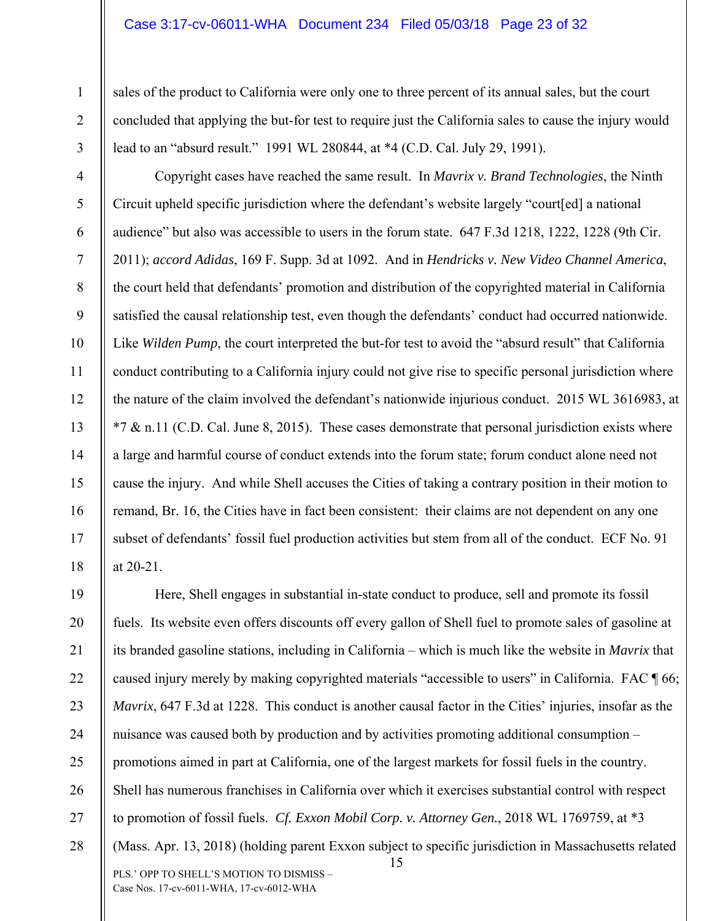sales of the product to California were only one to three percent of its annual sales, but the court concluded that applying the but-for test to require just the California sales to cause the injury would lead to an "absurd result." 1991 WL 280844, at *4 (C.D. Cal. July 29, 1991).

Copyright cases have reached the same result. In *Mavrix v. Brand Technologies*, the Ninth Circuit upheld specific jurisdiction where the defendant's website largely "court[ed] a national audience" but also was accessible to users in the forum state. 647 F.3d 1218, 1222, 1228 (9th Cir. 2011); *accord Adidas*, 169 F. Supp. 3d at 1092. And in *Hendricks v. New Video Channel America*, the court held that defendants' promotion and distribution of the copyrighted material in California satisfied the causal relationship test, even though the defendants' conduct had occurred nationwide. Like *Wilden Pump*, the court interpreted the but-for test to avoid the "absurd result" that California conduct contributing to a California injury could not give rise to specific personal jurisdiction where the nature of the claim involved the defendant's nationwide injurious conduct. 2015 WL 3616983, at *7 & n.11 (C.D. Cal. June 8, 2015). These cases demonstrate that personal jurisdiction exists where a large and harmful course of conduct extends into the forum state; forum conduct alone need not cause the injury. And while Shell accuses the Cities of taking a contrary position in their motion to remand, Br. 16, the Cities have in fact been consistent: their claims are not dependent on any one subset of defendants' fossil fuel production activities but stem from all of the conduct. ECF No. 91 at 20-21.

Here, Shell engages in substantial in-state conduct to produce, sell and promote its fossil fuels. Its website even offers discounts off every gallon of Shell fuel to promote sales of gasoline at its branded gasoline stations, including in California – which is much like the website in *Mavrix* that caused injury merely by making copyrighted materials "accessible to users" in California. FAC ¶ 66; *Mavrix*, 647 F.3d at 1228. This conduct is another causal factor in the Cities' injuries, insofar as the nuisance was caused both by production and by activities promoting additional consumption – promotions aimed in part at California, one of the largest markets for fossil fuels in the country. Shell has numerous franchises in California over which it exercises substantial control with respect to promotion of fossil fuels. *Cf. Exxon Mobil Corp. v. Attorney Gen.*, 2018 WL 1769759, at *3 (Mass. Apr. 13, 2018) (holding parent Exxon subject to specific jurisdiction in Massachusetts related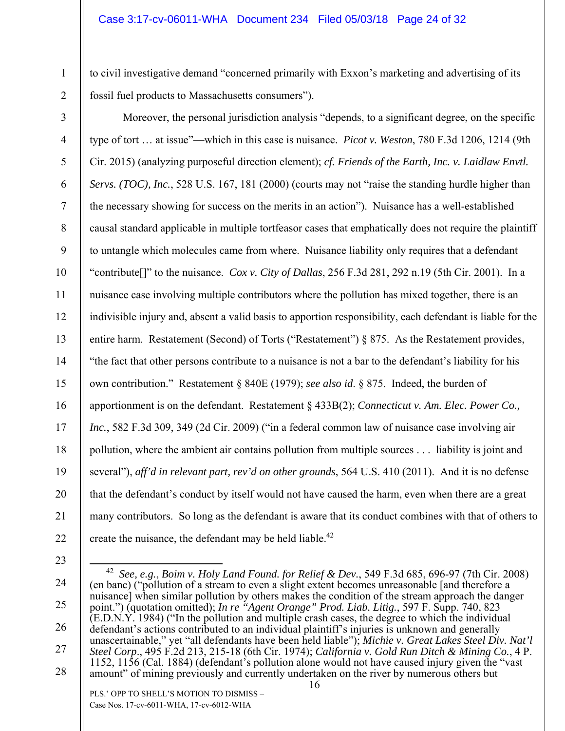to civil investigative demand "concerned primarily with Exxon's marketing and advertising of its fossil fuel products to Massachusetts consumers").

Moreover, the personal jurisdiction analysis "depends, to a significant degree, on the specific type of tort … at issue"—which in this case is nuisance. *Picot v. Weston*, 780 F.3d 1206, 1214 (9th Cir. 2015) (analyzing purposeful direction element); *cf. Friends of the Earth, Inc. v. Laidlaw Envtl. Servs. (TOC), Inc.*, 528 U.S. 167, 181 (2000) (courts may not "raise the standing hurdle higher than the necessary showing for success on the merits in an action"). Nuisance has a well-established causal standard applicable in multiple tortfeasor cases that emphatically does not require the plaintiff to untangle which molecules came from where. Nuisance liability only requires that a defendant "contribute[]" to the nuisance. *Cox v. City of Dallas*, 256 F.3d 281, 292 n.19 (5th Cir. 2001). In a nuisance case involving multiple contributors where the pollution has mixed together, there is an indivisible injury and, absent a valid basis to apportion responsibility, each defendant is liable for the entire harm. Restatement (Second) of Torts ("Restatement") § 875. As the Restatement provides, "the fact that other persons contribute to a nuisance is not a bar to the defendant's liability for his own contribution." Restatement § 840E (1979); *see also id.* § 875. Indeed, the burden of apportionment is on the defendant. Restatement § 433B(2); *Connecticut v. Am. Elec. Power Co., Inc.*, 582 F.3d 309, 349 (2d Cir. 2009) ("in a federal common law of nuisance case involving air pollution, where the ambient air contains pollution from multiple sources . . . liability is joint and several"), *aff'd in relevant part, rev'd on other grounds*, 564 U.S. 410 (2011). And it is no defense that the defendant's conduct by itself would not have caused the harm, even when there are a great many contributors. So long as the defendant is aware that its conduct combines with that of others to create the nuisance, the defendant may be held liable.[42]

---

[42] *See, e.g.*, *Boim v. Holy Land Found. for Relief & Dev.*, 549 F.3d 685, 696-97 (7th Cir. 2008) (en banc) ("pollution of a stream to even a slight extent becomes unreasonable [and therefore a nuisance] when similar pollution by others makes the condition of the stream approach the danger point.") (quotation omitted); *In re "Agent Orange" Prod. Liab. Litig.*, 597 F. Supp. 740, 823 (E.D.N.Y. 1984) ("In the pollution and multiple crash cases, the degree to which the individual defendant's actions contributed to an individual plaintiff's injuries is unknown and generally unascertainable," yet "all defendants have been held liable"); *Michie v. Great Lakes Steel Div. Nat'l Steel Corp.*, 495 F.2d 213, 215-18 (6th Cir. 1974); *California v. Gold Run Ditch & Mining Co.*, 4 P. 1152, 1156 (Cal. 1884) (defendant's pollution alone would not have caused injury given the "vast amount" of mining previously and currently undertaken on the river by numerous others but

PLS.' OPP TO SHELL'S MOTION TO DISMISS –
Case Nos. 17-cv-6011-WHA, 17-cv-6012-WHA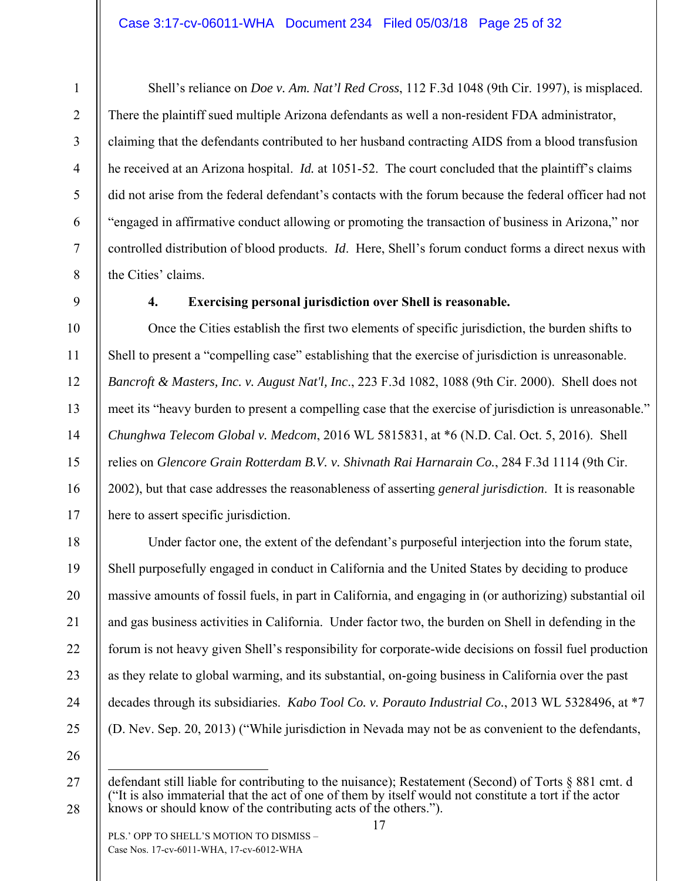Shell's reliance on *Doe v. Am. Nat'l Red Cross*, 112 F.3d 1048 (9th Cir. 1997), is misplaced. There the plaintiff sued multiple Arizona defendants as well a non-resident FDA administrator, claiming that the defendants contributed to her husband contracting AIDS from a blood transfusion he received at an Arizona hospital. *Id.* at 1051-52. The court concluded that the plaintiff's claims did not arise from the federal defendant's contacts with the forum because the federal officer had not "engaged in affirmative conduct allowing or promoting the transaction of business in Arizona," nor controlled distribution of blood products. *Id*. Here, Shell's forum conduct forms a direct nexus with the Cities' claims.

**4. Exercising personal jurisdiction over Shell is reasonable.**

Once the Cities establish the first two elements of specific jurisdiction, the burden shifts to Shell to present a "compelling case" establishing that the exercise of jurisdiction is unreasonable. *Bancroft & Masters, Inc. v. August Nat'l, Inc*., 223 F.3d 1082, 1088 (9th Cir. 2000). Shell does not meet its "heavy burden to present a compelling case that the exercise of jurisdiction is unreasonable." *Chunghwa Telecom Global v. Medcom*, 2016 WL 5815831, at *6 (N.D. Cal. Oct. 5, 2016). Shell relies on *Glencore Grain Rotterdam B.V. v. Shivnath Rai Harnarain Co.*, 284 F.3d 1114 (9th Cir. 2002), but that case addresses the reasonableness of asserting *general jurisdiction*. It is reasonable here to assert specific jurisdiction.

Under factor one, the extent of the defendant's purposeful interjection into the forum state, Shell purposefully engaged in conduct in California and the United States by deciding to produce massive amounts of fossil fuels, in part in California, and engaging in (or authorizing) substantial oil and gas business activities in California. Under factor two, the burden on Shell in defending in the forum is not heavy given Shell's responsibility for corporate-wide decisions on fossil fuel production as they relate to global warming, and its substantial, on-going business in California over the past decades through its subsidiaries. *Kabo Tool Co. v. Porauto Industrial Co.*, 2013 WL 5328496, at *7 (D. Nev. Sep. 20, 2013) ("While jurisdiction in Nevada may not be as convenient to the defendants,

---

defendant still liable for contributing to the nuisance); Restatement (Second) of Torts § 881 cmt. d ("It is also immaterial that the act of one of them by itself would not constitute a tort if the actor knows or should know of the contributing acts of the others.").

PLS.' OPP TO SHELL'S MOTION TO DISMISS – Case Nos. 17-cv-6011-WHA, 17-cv-6012-WHA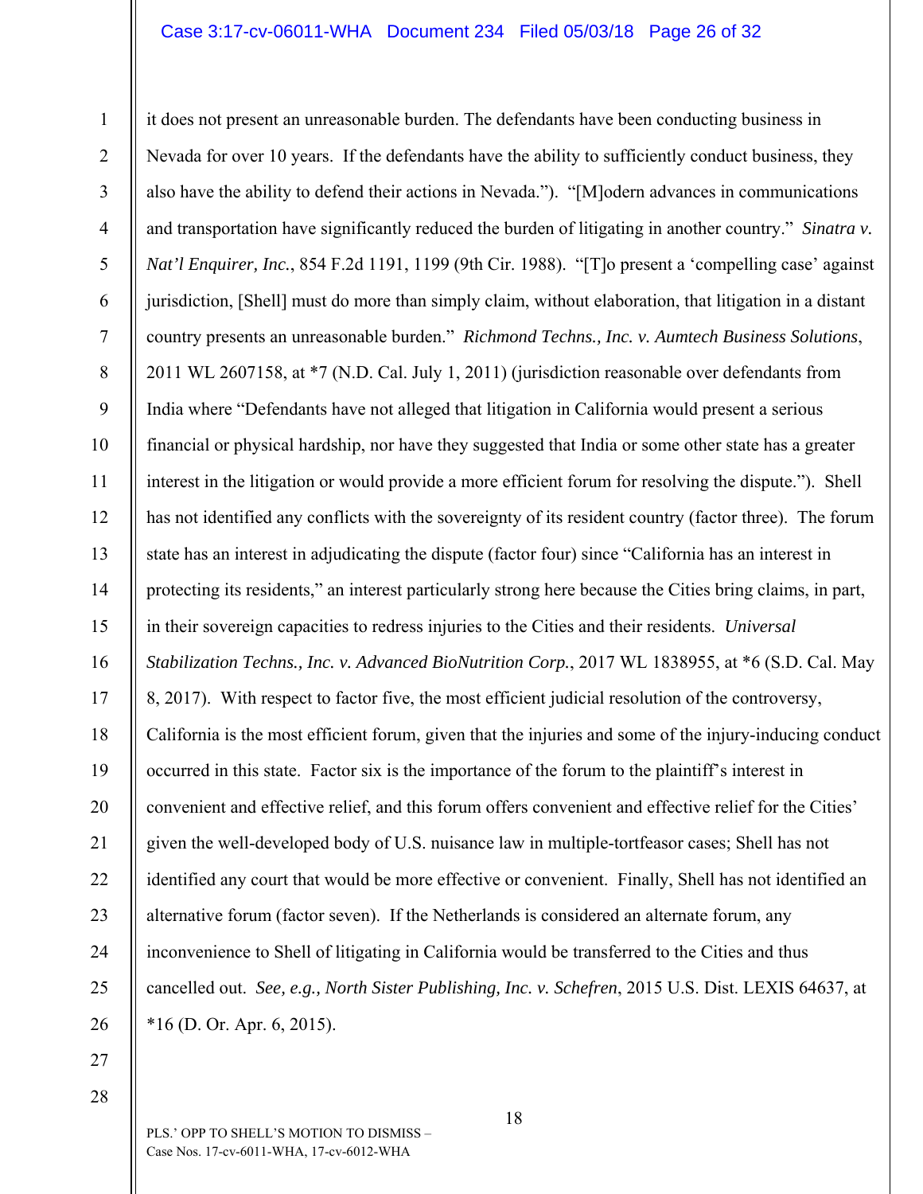it does not present an unreasonable burden. The defendants have been conducting business in Nevada for over 10 years. If the defendants have the ability to sufficiently conduct business, they also have the ability to defend their actions in Nevada."). "[M]odern advances in communications and transportation have significantly reduced the burden of litigating in another country." *Sinatra v. Nat'l Enquirer, Inc.*, 854 F.2d 1191, 1199 (9th Cir. 1988). "[T]o present a 'compelling case' against jurisdiction, [Shell] must do more than simply claim, without elaboration, that litigation in a distant country presents an unreasonable burden." *Richmond Techns., Inc. v. Aumtech Business Solutions*, 2011 WL 2607158, at *7 (N.D. Cal. July 1, 2011) (jurisdiction reasonable over defendants from India where "Defendants have not alleged that litigation in California would present a serious financial or physical hardship, nor have they suggested that India or some other state has a greater interest in the litigation or would provide a more efficient forum for resolving the dispute."). Shell has not identified any conflicts with the sovereignty of its resident country (factor three). The forum state has an interest in adjudicating the dispute (factor four) since "California has an interest in protecting its residents," an interest particularly strong here because the Cities bring claims, in part, in their sovereign capacities to redress injuries to the Cities and their residents. *Universal Stabilization Techns., Inc. v. Advanced BioNutrition Corp.*, 2017 WL 1838955, at *6 (S.D. Cal. May 8, 2017). With respect to factor five, the most efficient judicial resolution of the controversy, California is the most efficient forum, given that the injuries and some of the injury-inducing conduct occurred in this state. Factor six is the importance of the forum to the plaintiff's interest in convenient and effective relief, and this forum offers convenient and effective relief for the Cities' given the well-developed body of U.S. nuisance law in multiple-tortfeasor cases; Shell has not identified any court that would be more effective or convenient. Finally, Shell has not identified an alternative forum (factor seven). If the Netherlands is considered an alternate forum, any inconvenience to Shell of litigating in California would be transferred to the Cities and thus cancelled out. *See, e.g., North Sister Publishing, Inc. v. Schefren*, 2015 U.S. Dist. LEXIS 64637, at *16 (D. Or. Apr. 6, 2015).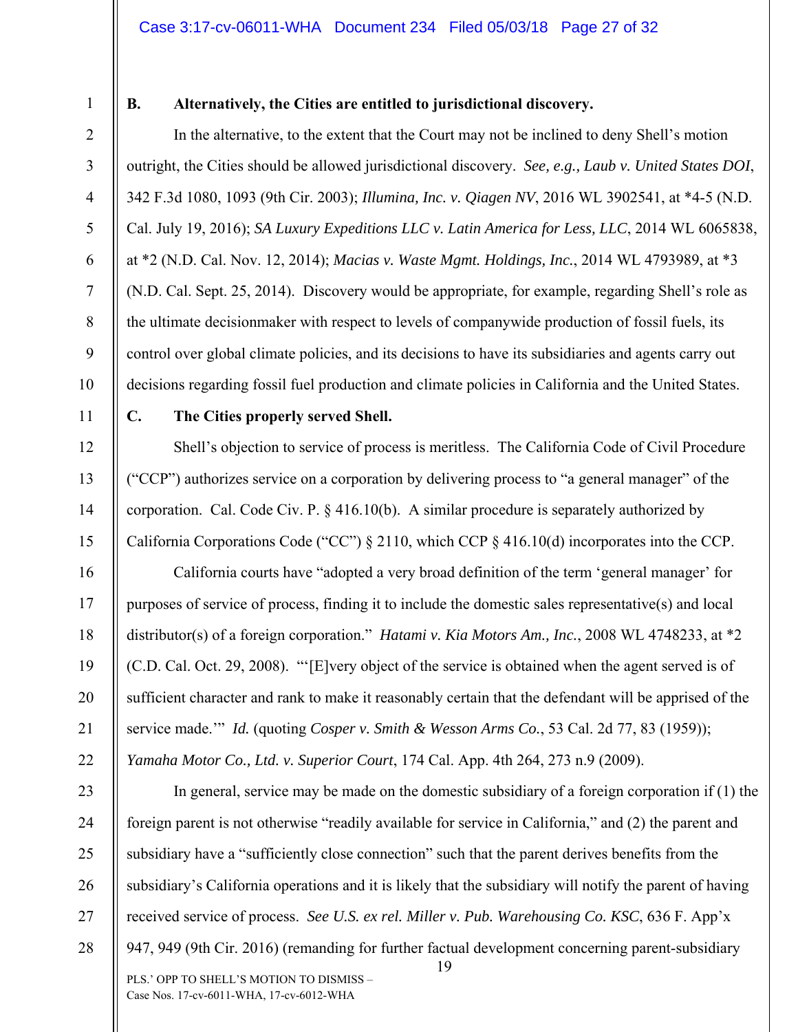### B. Alternatively, the Cities are entitled to jurisdictional discovery.

In the alternative, to the extent that the Court may not be inclined to deny Shell's motion outright, the Cities should be allowed jurisdictional discovery. *See, e.g., Laub v. United States DOI*, 342 F.3d 1080, 1093 (9th Cir. 2003); *Illumina, Inc. v. Qiagen NV*, 2016 WL 3902541, at *4-5 (N.D. Cal. July 19, 2016); *SA Luxury Expeditions LLC v. Latin America for Less, LLC*, 2014 WL 6065838, at *2 (N.D. Cal. Nov. 12, 2014); *Macias v. Waste Mgmt. Holdings, Inc.*, 2014 WL 4793989, at *3 (N.D. Cal. Sept. 25, 2014). Discovery would be appropriate, for example, regarding Shell's role as the ultimate decisionmaker with respect to levels of companywide production of fossil fuels, its control over global climate policies, and its decisions to have its subsidiaries and agents carry out decisions regarding fossil fuel production and climate policies in California and the United States.

### C. The Cities properly served Shell.

Shell's objection to service of process is meritless. The California Code of Civil Procedure ("CCP") authorizes service on a corporation by delivering process to "a general manager" of the corporation. Cal. Code Civ. P. § 416.10(b). A similar procedure is separately authorized by California Corporations Code ("CC") § 2110, which CCP § 416.10(d) incorporates into the CCP.

California courts have "adopted a very broad definition of the term 'general manager' for purposes of service of process, finding it to include the domestic sales representative(s) and local distributor(s) of a foreign corporation." *Hatami v. Kia Motors Am., Inc.*, 2008 WL 4748233, at *2 (C.D. Cal. Oct. 29, 2008). "'[E]very object of the service is obtained when the agent served is of sufficient character and rank to make it reasonably certain that the defendant will be apprised of the service made.'" *Id.* (quoting *Cosper v. Smith & Wesson Arms Co.*, 53 Cal. 2d 77, 83 (1959)); *Yamaha Motor Co., Ltd. v. Superior Court*, 174 Cal. App. 4th 264, 273 n.9 (2009).

In general, service may be made on the domestic subsidiary of a foreign corporation if (1) the foreign parent is not otherwise "readily available for service in California," and (2) the parent and subsidiary have a "sufficiently close connection" such that the parent derives benefits from the subsidiary's California operations and it is likely that the subsidiary will notify the parent of having received service of process. *See U.S. ex rel. Miller v. Pub. Warehousing Co. KSC*, 636 F. App'x 947, 949 (9th Cir. 2016) (remanding for further factual development concerning parent-subsidiary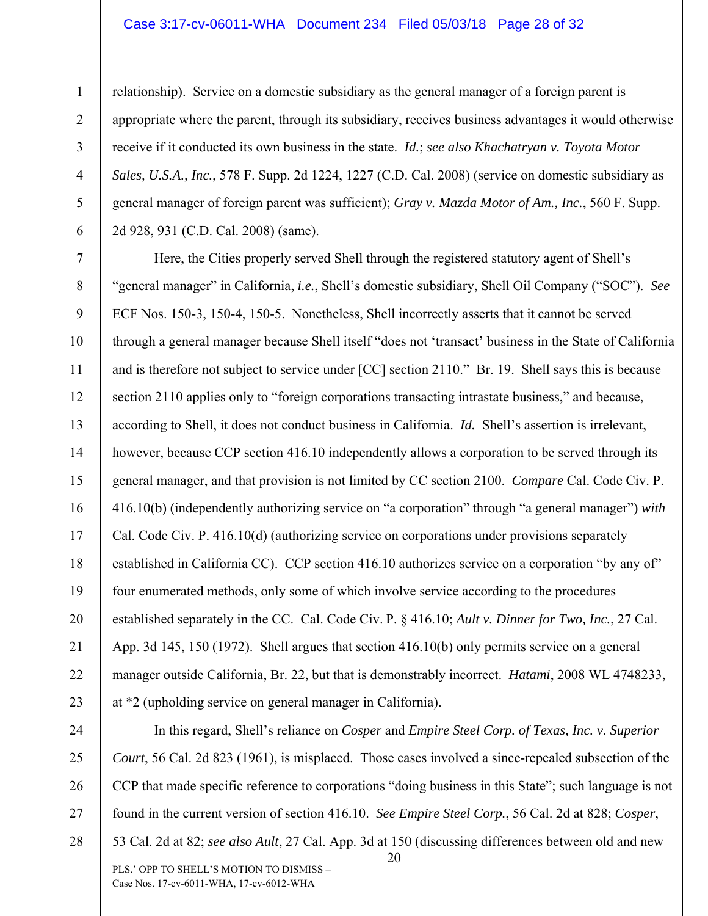relationship). Service on a domestic subsidiary as the general manager of a foreign parent is appropriate where the parent, through its subsidiary, receives business advantages it would otherwise receive if it conducted its own business in the state. *Id.*; *see also Khachatryan v. Toyota Motor Sales, U.S.A., Inc.*, 578 F. Supp. 2d 1224, 1227 (C.D. Cal. 2008) (service on domestic subsidiary as general manager of foreign parent was sufficient); *Gray v. Mazda Motor of Am., Inc.*, 560 F. Supp. 2d 928, 931 (C.D. Cal. 2008) (same).

Here, the Cities properly served Shell through the registered statutory agent of Shell's "general manager" in California, *i.e.*, Shell's domestic subsidiary, Shell Oil Company ("SOC"). *See* ECF Nos. 150-3, 150-4, 150-5. Nonetheless, Shell incorrectly asserts that it cannot be served through a general manager because Shell itself "does not 'transact' business in the State of California and is therefore not subject to service under [CC] section 2110." Br. 19. Shell says this is because section 2110 applies only to "foreign corporations transacting intrastate business," and because, according to Shell, it does not conduct business in California. *Id.* Shell's assertion is irrelevant, however, because CCP section 416.10 independently allows a corporation to be served through its general manager, and that provision is not limited by CC section 2100. *Compare* Cal. Code Civ. P. 416.10(b) (independently authorizing service on "a corporation" through "a general manager") *with* Cal. Code Civ. P. 416.10(d) (authorizing service on corporations under provisions separately established in California CC). CCP section 416.10 authorizes service on a corporation "by any of" four enumerated methods, only some of which involve service according to the procedures established separately in the CC. Cal. Code Civ. P. § 416.10; *Ault v. Dinner for Two, Inc.*, 27 Cal. App. 3d 145, 150 (1972). Shell argues that section 416.10(b) only permits service on a general manager outside California, Br. 22, but that is demonstrably incorrect. *Hatami*, 2008 WL 4748233, at *2 (upholding service on general manager in California).

In this regard, Shell's reliance on *Cosper* and *Empire Steel Corp. of Texas, Inc. v. Superior Court*, 56 Cal. 2d 823 (1961), is misplaced. Those cases involved a since-repealed subsection of the CCP that made specific reference to corporations "doing business in this State"; such language is not found in the current version of section 416.10. *See Empire Steel Corp.*, 56 Cal. 2d at 828; *Cosper*, 53 Cal. 2d at 82; *see also Ault*, 27 Cal. App. 3d at 150 (discussing differences between old and new

PLS.' OPP TO SHELL'S MOTION TO DISMISS –
Case Nos. 17-cv-6011-WHA, 17-cv-6012-WHA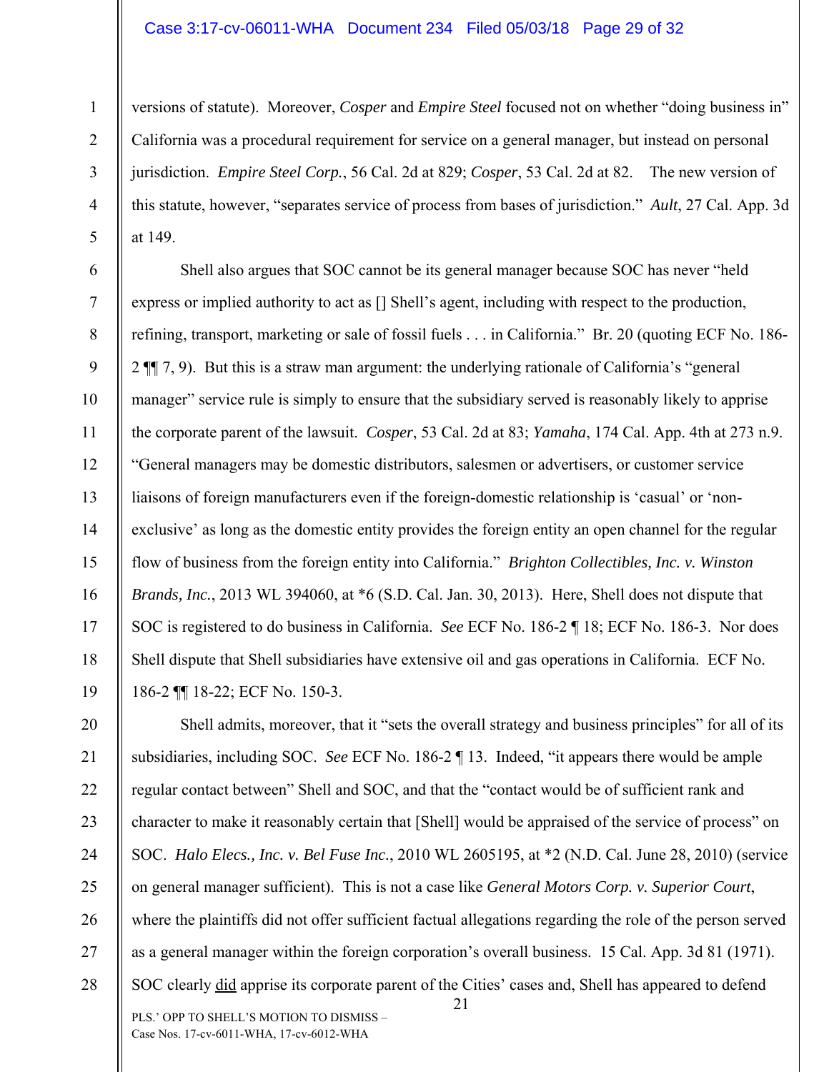versions of statute). Moreover, *Cosper* and *Empire Steel* focused not on whether "doing business in" California was a procedural requirement for service on a general manager, but instead on personal jurisdiction. *Empire Steel Corp.*, 56 Cal. 2d at 829; *Cosper*, 53 Cal. 2d at 82. The new version of this statute, however, "separates service of process from bases of jurisdiction." *Ault*, 27 Cal. App. 3d at 149.

Shell also argues that SOC cannot be its general manager because SOC has never "held express or implied authority to act as [] Shell's agent, including with respect to the production, refining, transport, marketing or sale of fossil fuels . . . in California." Br. 20 (quoting ECF No. 186-2 ¶¶ 7, 9). But this is a straw man argument: the underlying rationale of California's "general manager" service rule is simply to ensure that the subsidiary served is reasonably likely to apprise the corporate parent of the lawsuit. *Cosper*, 53 Cal. 2d at 83; *Yamaha*, 174 Cal. App. 4th at 273 n.9. "General managers may be domestic distributors, salesmen or advertisers, or customer service liaisons of foreign manufacturers even if the foreign-domestic relationship is 'casual' or 'non-exclusive' as long as the domestic entity provides the foreign entity an open channel for the regular flow of business from the foreign entity into California." *Brighton Collectibles, Inc. v. Winston Brands, Inc.*, 2013 WL 394060, at *6 (S.D. Cal. Jan. 30, 2013). Here, Shell does not dispute that SOC is registered to do business in California. *See* ECF No. 186-2 ¶ 18; ECF No. 186-3. Nor does Shell dispute that Shell subsidiaries have extensive oil and gas operations in California. ECF No. 186-2 ¶¶ 18-22; ECF No. 150-3.

Shell admits, moreover, that it "sets the overall strategy and business principles" for all of its subsidiaries, including SOC. *See* ECF No. 186-2 ¶ 13. Indeed, "it appears there would be ample regular contact between" Shell and SOC, and that the "contact would be of sufficient rank and character to make it reasonably certain that [Shell] would be appraised of the service of process" on SOC. *Halo Elecs., Inc. v. Bel Fuse Inc.*, 2010 WL 2605195, at *2 (N.D. Cal. June 28, 2010) (service on general manager sufficient). This is not a case like *General Motors Corp. v. Superior Court*, where the plaintiffs did not offer sufficient factual allegations regarding the role of the person served as a general manager within the foreign corporation's overall business. 15 Cal. App. 3d 81 (1971). SOC clearly <u>did</u> apprise its corporate parent of the Cities' cases and, Shell has appeared to defend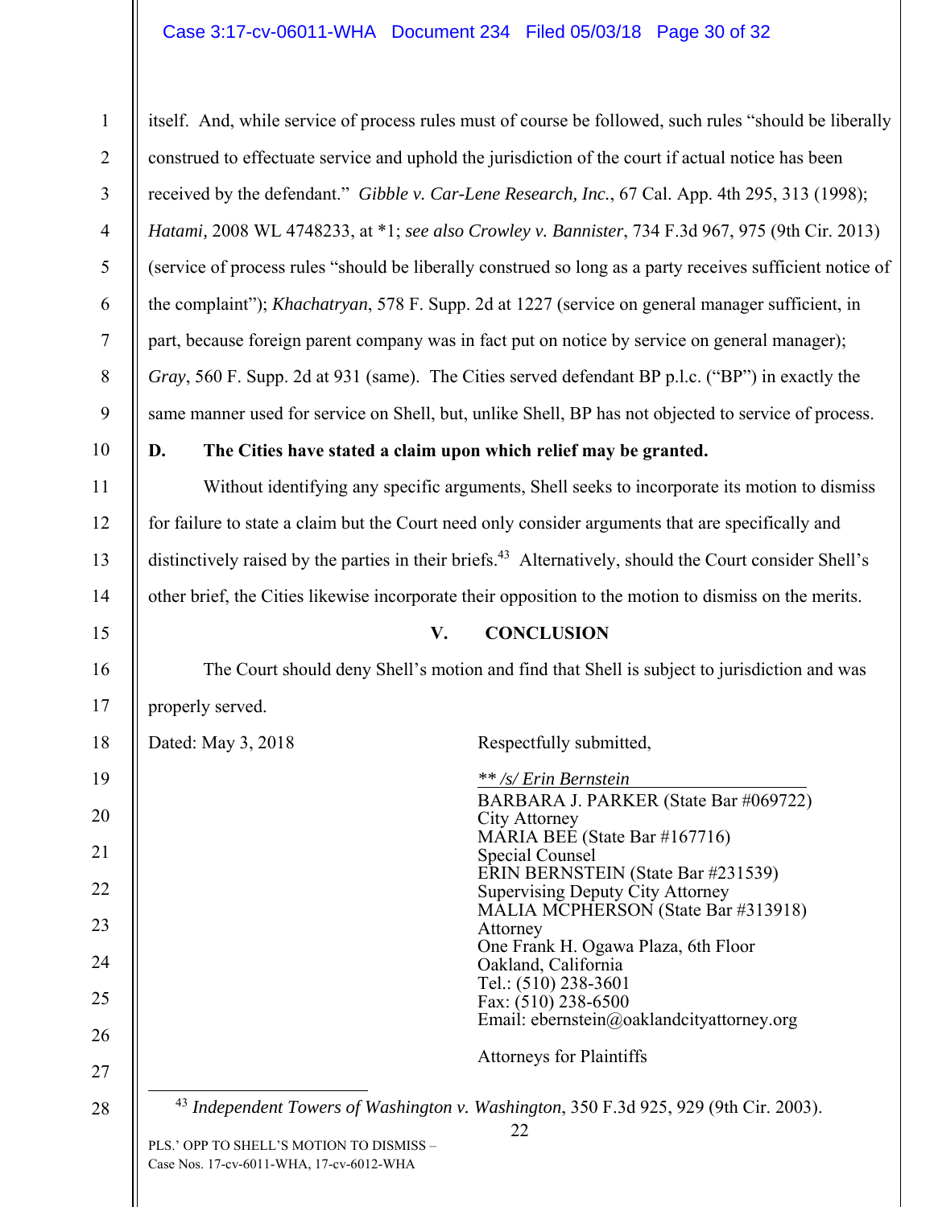itself. And, while service of process rules must of course be followed, such rules "should be liberally construed to effectuate service and uphold the jurisdiction of the court if actual notice has been received by the defendant." *Gibble v. Car-Lene Research, Inc.*, 67 Cal. App. 4th 295, 313 (1998); *Hatami,* 2008 WL 4748233, at *1; *see also Crowley v. Bannister*, 734 F.3d 967, 975 (9th Cir. 2013) (service of process rules "should be liberally construed so long as a party receives sufficient notice of the complaint"); *Khachatryan*, 578 F. Supp. 2d at 1227 (service on general manager sufficient, in part, because foreign parent company was in fact put on notice by service on general manager); *Gray*, 560 F. Supp. 2d at 931 (same). The Cities served defendant BP p.l.c. ("BP") in exactly the same manner used for service on Shell, but, unlike Shell, BP has not objected to service of process.

### D. The Cities have stated a claim upon which relief may be granted.

Without identifying any specific arguments, Shell seeks to incorporate its motion to dismiss for failure to state a claim but the Court need only consider arguments that are specifically and distinctively raised by the parties in their briefs.[43] Alternatively, should the Court consider Shell's other brief, the Cities likewise incorporate their opposition to the motion to dismiss on the merits.

## V. CONCLUSION

The Court should deny Shell's motion and find that Shell is subject to jurisdiction and was properly served.

Dated: May 3, 2018

Respectfully submitted,

*\*\* /s/ Erin Bernstein*
BARBARA J. PARKER (State Bar #069722)
City Attorney
MARIA BEE (State Bar #167716)
Special Counsel
ERIN BERNSTEIN (State Bar #231539)
Supervising Deputy City Attorney
MALIA MCPHERSON (State Bar #313918)
Attorney
One Frank H. Ogawa Plaza, 6th Floor
Oakland, California
Tel.: (510) 238-3601
Fax: (510) 238-6500
Email: ebernstein@oaklandcityattorney.org

Attorneys for Plaintiffs

[43] *Independent Towers of Washington v. Washington*, 350 F.3d 925, 929 (9th Cir. 2003).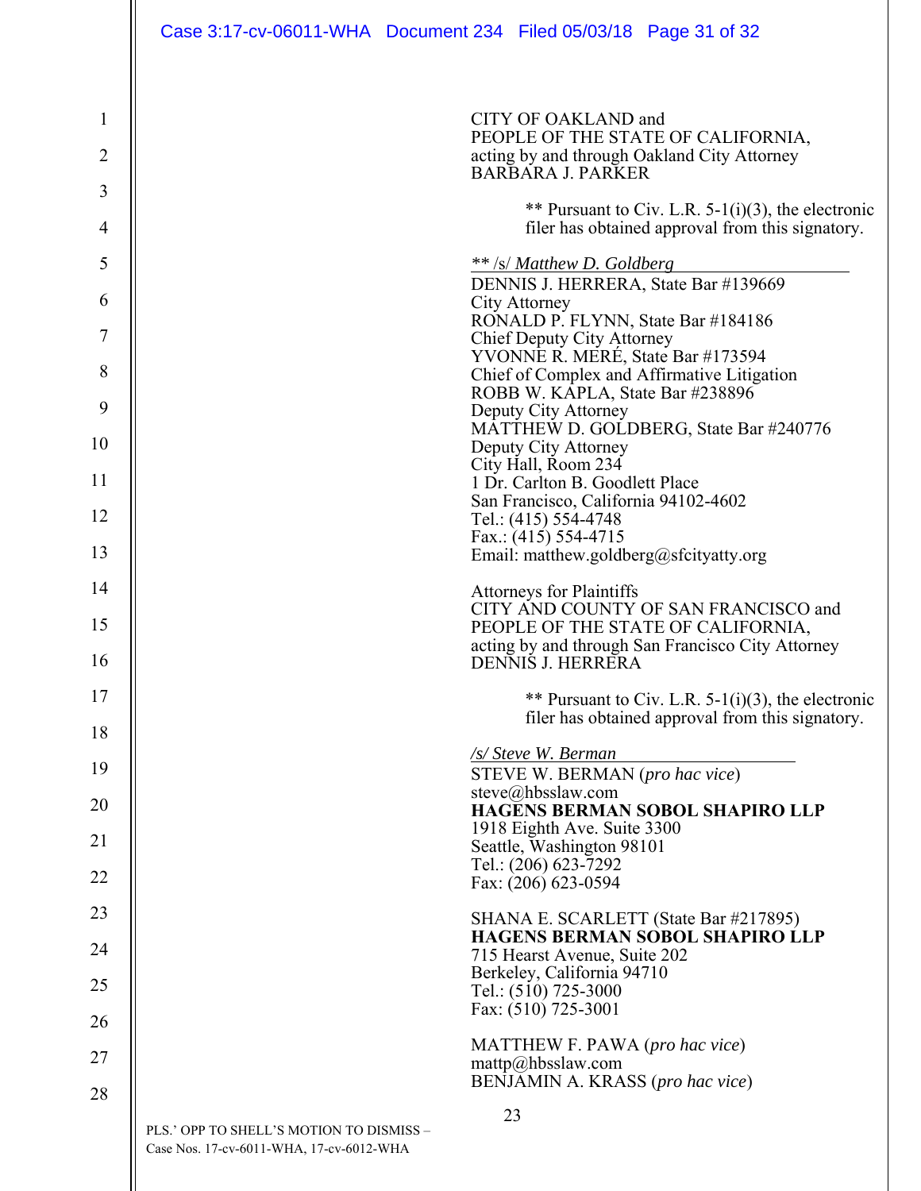CITY OF OAKLAND and
PEOPLE OF THE STATE OF CALIFORNIA,
acting by and through Oakland City Attorney
BARBARA J. PARKER

** Pursuant to Civ. L.R. 5-1(i)(3), the electronic filer has obtained approval from this signatory.

*** /s/ Matthew D. Goldberg*
DENNIS J. HERRERA, State Bar #139669
City Attorney
RONALD P. FLYNN, State Bar #184186
Chief Deputy City Attorney
YVONNE R. MERÉ, State Bar #173594
Chief of Complex and Affirmative Litigation
ROBB W. KAPLA, State Bar #238896
Deputy City Attorney
MATTHEW D. GOLDBERG, State Bar #240776
Deputy City Attorney
City Hall, Room 234
1 Dr. Carlton B. Goodlett Place
San Francisco, California 94102-4602
Tel.: (415) 554-4748
Fax.: (415) 554-4715
Email: matthew.goldberg@sfcityatty.org

Attorneys for Plaintiffs
CITY AND COUNTY OF SAN FRANCISCO and
PEOPLE OF THE STATE OF CALIFORNIA,
acting by and through San Francisco City Attorney
DENNIS J. HERRERA

** Pursuant to Civ. L.R. 5-1(i)(3), the electronic filer has obtained approval from this signatory.

*/s/ Steve W. Berman*
STEVE W. BERMAN (*pro hac vice*)
steve@hbsslaw.com
**HAGENS BERMAN SOBOL SHAPIRO LLP**
1918 Eighth Ave. Suite 3300
Seattle, Washington 98101
Tel.: (206) 623-7292
Fax: (206) 623-0594

SHANA E. SCARLETT (State Bar #217895)
**HAGENS BERMAN SOBOL SHAPIRO LLP**
715 Hearst Avenue, Suite 202
Berkeley, California 94710
Tel.: (510) 725-3000
Fax: (510) 725-3001

MATTHEW F. PAWA (*pro hac vice*)
mattp@hbsslaw.com
BENJAMIN A. KRASS (*pro hac vice*)

PLS.' OPP TO SHELL'S MOTION TO DISMISS –
Case Nos. 17-cv-6011-WHA, 17-cv-6012-WHA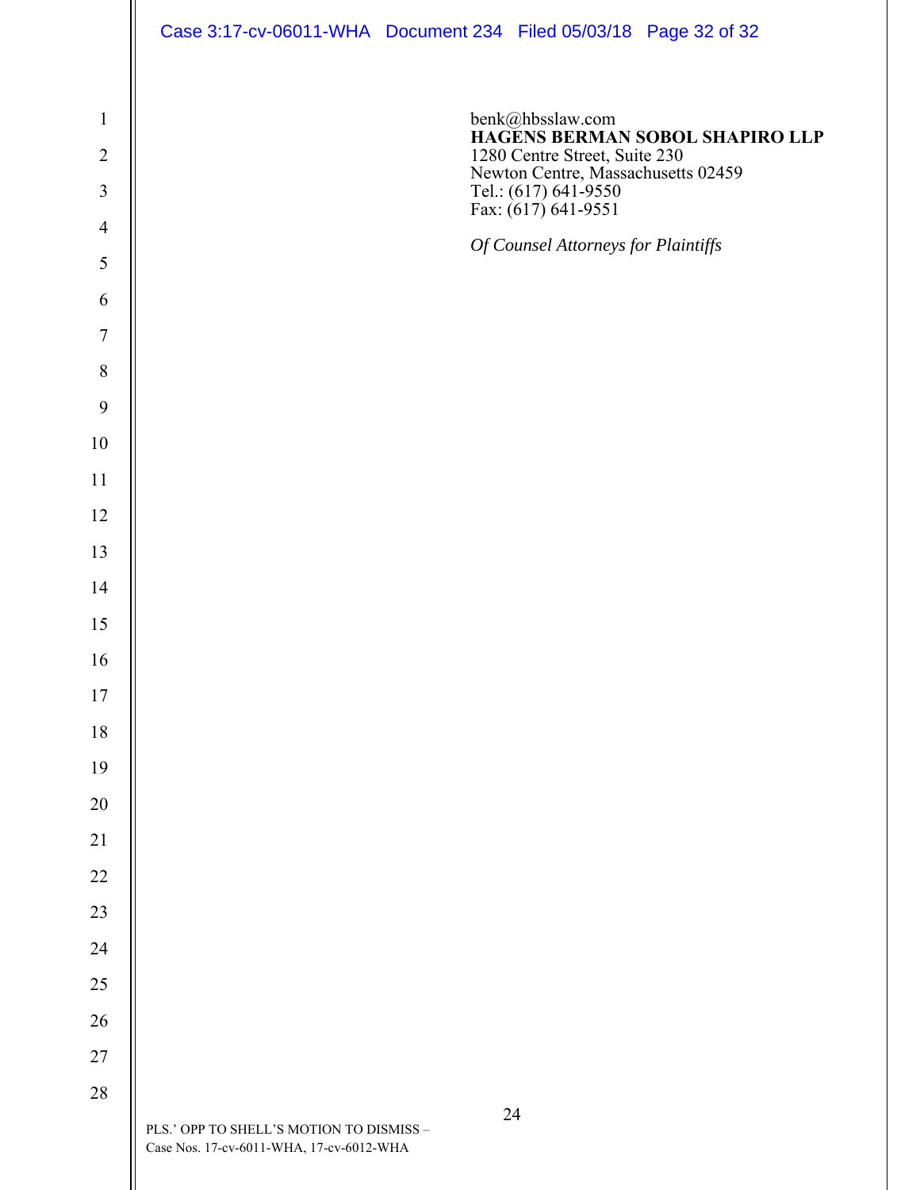benk@hbsslaw.com
**HAGENS BERMAN SOBOL SHAPIRO LLP**
1280 Centre Street, Suite 230
Newton Centre, Massachusetts 02459
Tel.: (617) 641-9550
Fax: (617) 641-9551

*Of Counsel Attorneys for Plaintiffs*